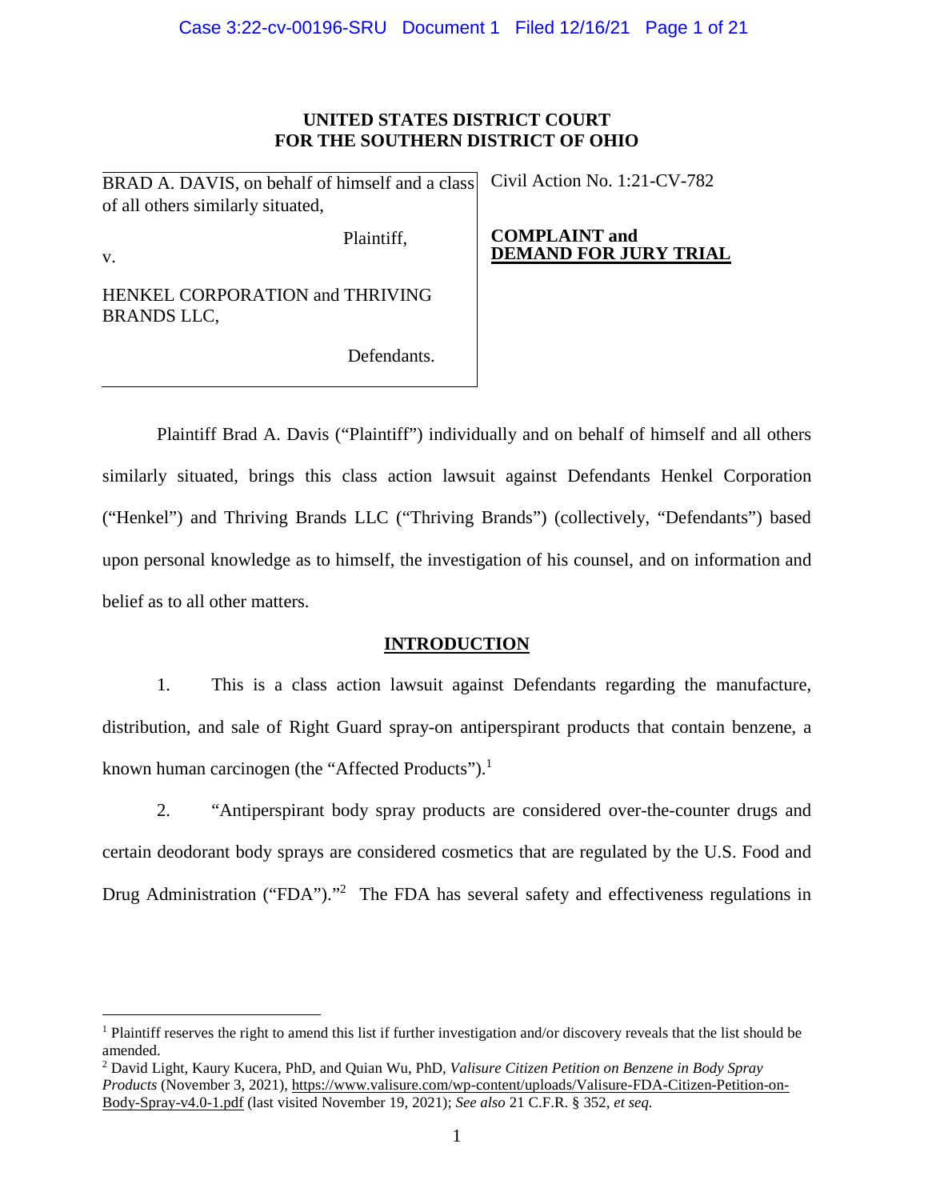**UNITED STATES DISTRICT COURT**
**FOR THE SOUTHERN DISTRICT OF OHIO**

| | |
|---|---|
| BRAD A. DAVIS, on behalf of himself and a class of all others similarly situated,<br><br>Plaintiff,<br><br>v.<br><br>HENKEL CORPORATION and THRIVING BRANDS LLC,<br><br>Defendants. | Civil Action No. 1:21-CV-782<br><br>**COMPLAINT and DEMAND FOR JURY TRIAL** |

Plaintiff Brad A. Davis ("Plaintiff") individually and on behalf of himself and all others similarly situated, brings this class action lawsuit against Defendants Henkel Corporation ("Henkel") and Thriving Brands LLC ("Thriving Brands") (collectively, "Defendants") based upon personal knowledge as to himself, the investigation of his counsel, and on information and belief as to all other matters.

## INTRODUCTION

1. This is a class action lawsuit against Defendants regarding the manufacture, distribution, and sale of Right Guard spray-on antiperspirant products that contain benzene, a known human carcinogen (the "Affected Products").[1]

2. "Antiperspirant body spray products are considered over-the-counter drugs and certain deodorant body sprays are considered cosmetics that are regulated by the U.S. Food and Drug Administration ("FDA")."[2] The FDA has several safety and effectiveness regulations in

---

[1] Plaintiff reserves the right to amend this list if further investigation and/or discovery reveals that the list should be amended.

[2] David Light, Kaury Kucera, PhD, and Quian Wu, PhD, *Valisure Citizen Petition on Benzene in Body Spray Products* (November 3, 2021), https://www.valisure.com/wp-content/uploads/Valisure-FDA-Citizen-Petition-on-Body-Spray-v4.0-1.pdf (last visited November 19, 2021); *See also* 21 C.F.R. § 352, *et seq.*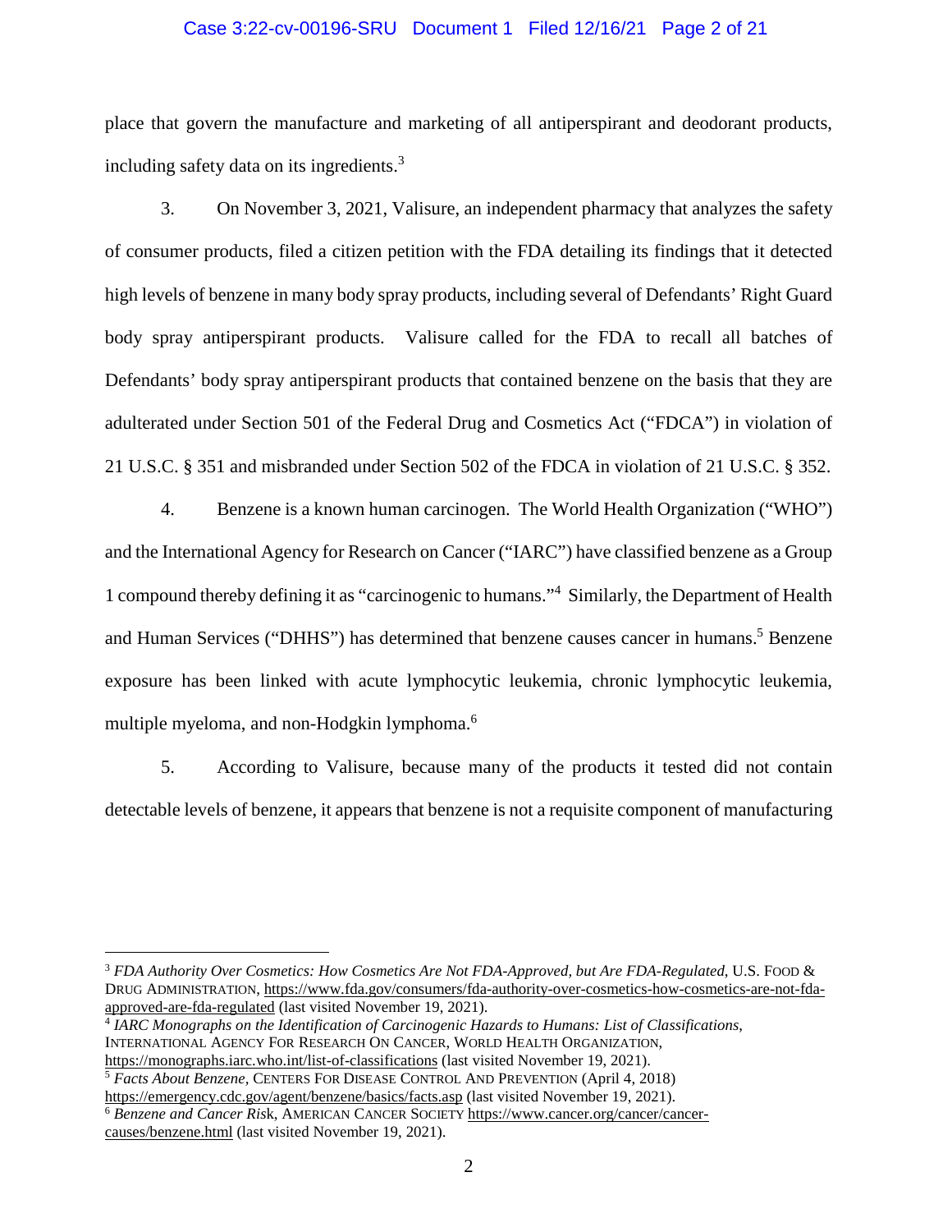place that govern the manufacture and marketing of all antiperspirant and deodorant products, including safety data on its ingredients.[3]

3. On November 3, 2021, Valisure, an independent pharmacy that analyzes the safety of consumer products, filed a citizen petition with the FDA detailing its findings that it detected high levels of benzene in many body spray products, including several of Defendants' Right Guard body spray antiperspirant products. Valisure called for the FDA to recall all batches of Defendants' body spray antiperspirant products that contained benzene on the basis that they are adulterated under Section 501 of the Federal Drug and Cosmetics Act ("FDCA") in violation of 21 U.S.C. § 351 and misbranded under Section 502 of the FDCA in violation of 21 U.S.C. § 352.

4. Benzene is a known human carcinogen. The World Health Organization ("WHO") and the International Agency for Research on Cancer ("IARC") have classified benzene as a Group 1 compound thereby defining it as "carcinogenic to humans."[4] Similarly, the Department of Health and Human Services ("DHHS") has determined that benzene causes cancer in humans.[5] Benzene exposure has been linked with acute lymphocytic leukemia, chronic lymphocytic leukemia, multiple myeloma, and non-Hodgkin lymphoma.[6]

5. According to Valisure, because many of the products it tested did not contain detectable levels of benzene, it appears that benzene is not a requisite component of manufacturing

---

[3] *FDA Authority Over Cosmetics: How Cosmetics Are Not FDA-Approved, but Are FDA-Regulated*, U.S. FOOD & DRUG ADMINISTRATION, https://www.fda.gov/consumers/fda-authority-over-cosmetics-how-cosmetics-are-not-fda-approved-are-fda-regulated (last visited November 19, 2021).

[4] *IARC Monographs on the Identification of Carcinogenic Hazards to Humans: List of Classifications*, INTERNATIONAL AGENCY FOR RESEARCH ON CANCER, WORLD HEALTH ORGANIZATION, https://monographs.iarc.who.int/list-of-classifications (last visited November 19, 2021).

[5] *Facts About Benzene*, CENTERS FOR DISEASE CONTROL AND PREVENTION (April 4, 2018) https://emergency.cdc.gov/agent/benzene/basics/facts.asp (last visited November 19, 2021).

[6] *Benzene and Cancer Risk*, AMERICAN CANCER SOCIETY https://www.cancer.org/cancer/cancer-causes/benzene.html (last visited November 19, 2021).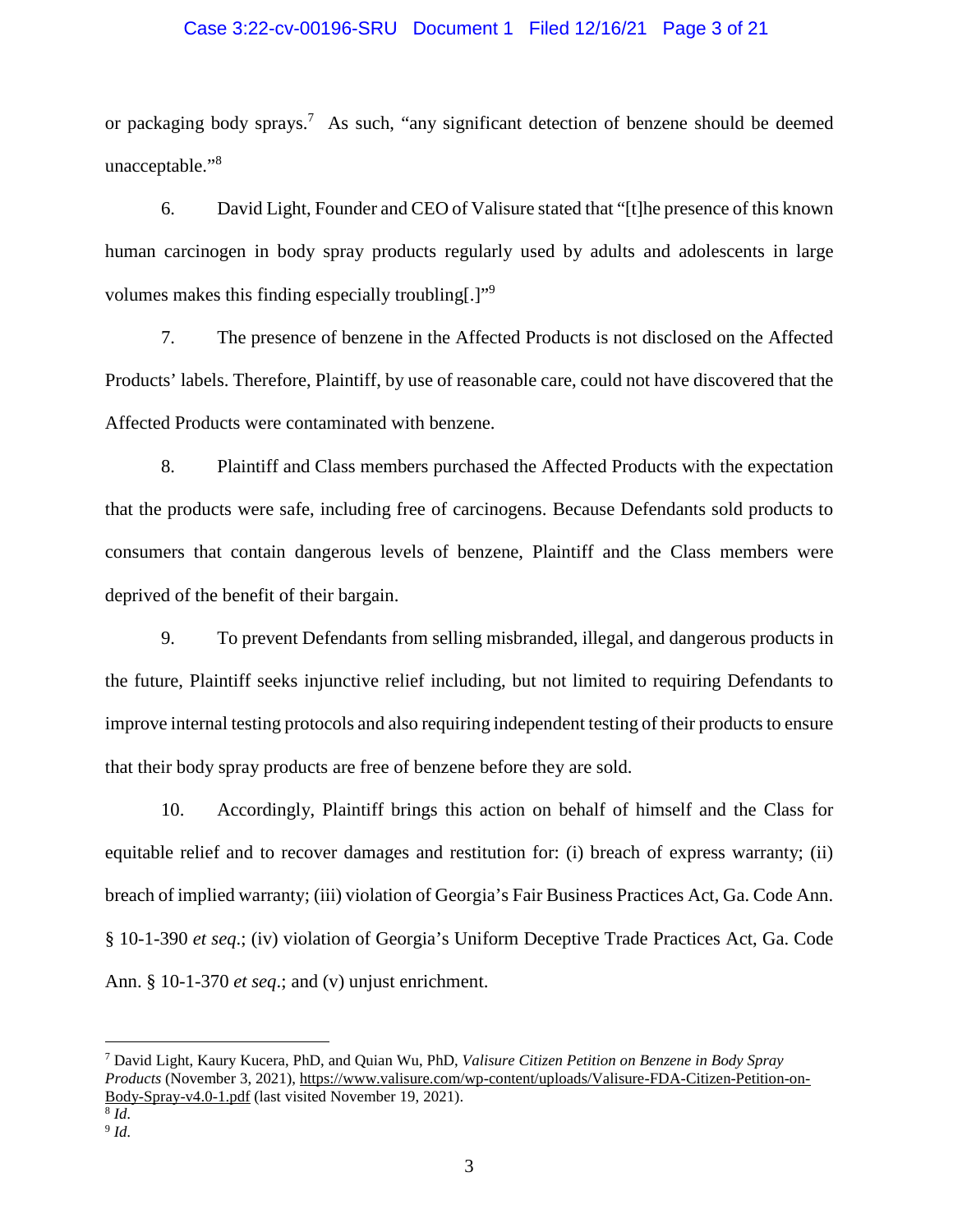or packaging body sprays.[7] As such, "any significant detection of benzene should be deemed unacceptable."[8]

6. David Light, Founder and CEO of Valisure stated that "[t]he presence of this known human carcinogen in body spray products regularly used by adults and adolescents in large volumes makes this finding especially troubling[.]"[9]

7. The presence of benzene in the Affected Products is not disclosed on the Affected Products' labels. Therefore, Plaintiff, by use of reasonable care, could not have discovered that the Affected Products were contaminated with benzene.

8. Plaintiff and Class members purchased the Affected Products with the expectation that the products were safe, including free of carcinogens. Because Defendants sold products to consumers that contain dangerous levels of benzene, Plaintiff and the Class members were deprived of the benefit of their bargain.

9. To prevent Defendants from selling misbranded, illegal, and dangerous products in the future, Plaintiff seeks injunctive relief including, but not limited to requiring Defendants to improve internal testing protocols and also requiring independent testing of their products to ensure that their body spray products are free of benzene before they are sold.

10. Accordingly, Plaintiff brings this action on behalf of himself and the Class for equitable relief and to recover damages and restitution for: (i) breach of express warranty; (ii) breach of implied warranty; (iii) violation of Georgia's Fair Business Practices Act, Ga. Code Ann. § 10-1-390 *et seq*.; (iv) violation of Georgia's Uniform Deceptive Trade Practices Act, Ga. Code Ann. § 10-1-370 *et seq*.; and (v) unjust enrichment.

---

[7] David Light, Kaury Kucera, PhD, and Quian Wu, PhD, *Valisure Citizen Petition on Benzene in Body Spray Products* (November 3, 2021), https://www.valisure.com/wp-content/uploads/Valisure-FDA-Citizen-Petition-on-Body-Spray-v4.0-1.pdf (last visited November 19, 2021).

[8] *Id.*

[9] *Id.*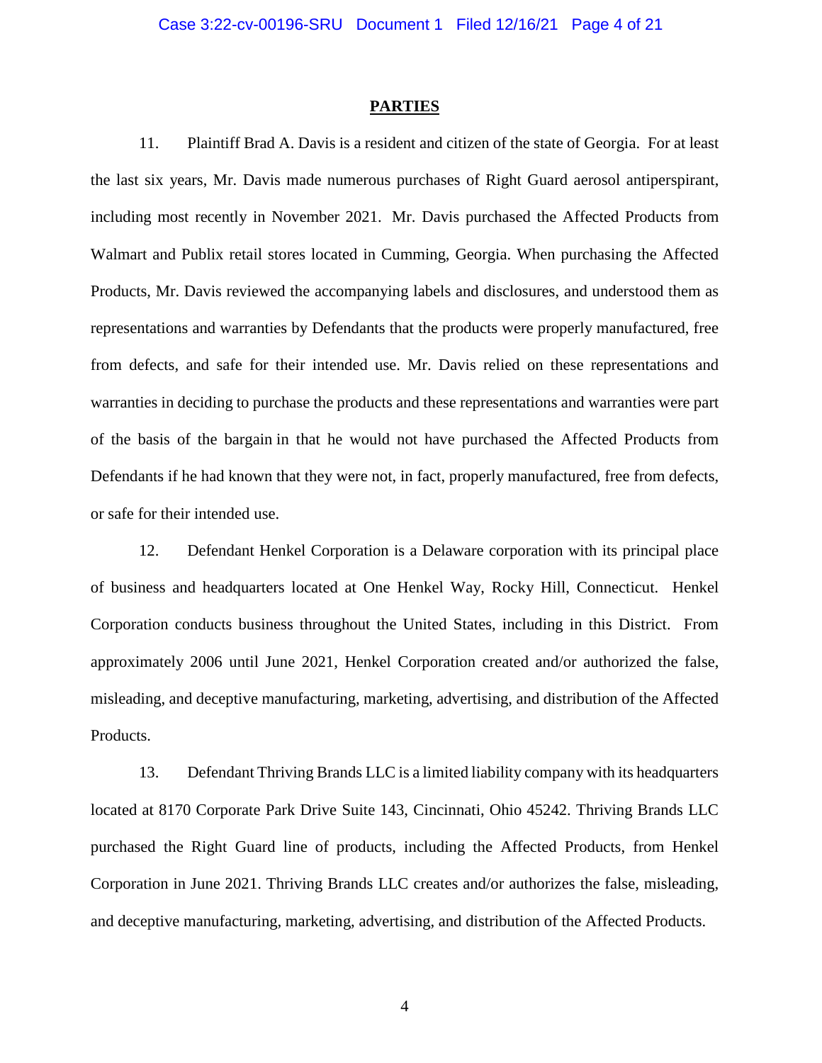## PARTIES

11. Plaintiff Brad A. Davis is a resident and citizen of the state of Georgia. For at least the last six years, Mr. Davis made numerous purchases of Right Guard aerosol antiperspirant, including most recently in November 2021. Mr. Davis purchased the Affected Products from Walmart and Publix retail stores located in Cumming, Georgia. When purchasing the Affected Products, Mr. Davis reviewed the accompanying labels and disclosures, and understood them as representations and warranties by Defendants that the products were properly manufactured, free from defects, and safe for their intended use. Mr. Davis relied on these representations and warranties in deciding to purchase the products and these representations and warranties were part of the basis of the bargain in that he would not have purchased the Affected Products from Defendants if he had known that they were not, in fact, properly manufactured, free from defects, or safe for their intended use.

12. Defendant Henkel Corporation is a Delaware corporation with its principal place of business and headquarters located at One Henkel Way, Rocky Hill, Connecticut. Henkel Corporation conducts business throughout the United States, including in this District. From approximately 2006 until June 2021, Henkel Corporation created and/or authorized the false, misleading, and deceptive manufacturing, marketing, advertising, and distribution of the Affected Products.

13. Defendant Thriving Brands LLC is a limited liability company with its headquarters located at 8170 Corporate Park Drive Suite 143, Cincinnati, Ohio 45242. Thriving Brands LLC purchased the Right Guard line of products, including the Affected Products, from Henkel Corporation in June 2021. Thriving Brands LLC creates and/or authorizes the false, misleading, and deceptive manufacturing, marketing, advertising, and distribution of the Affected Products.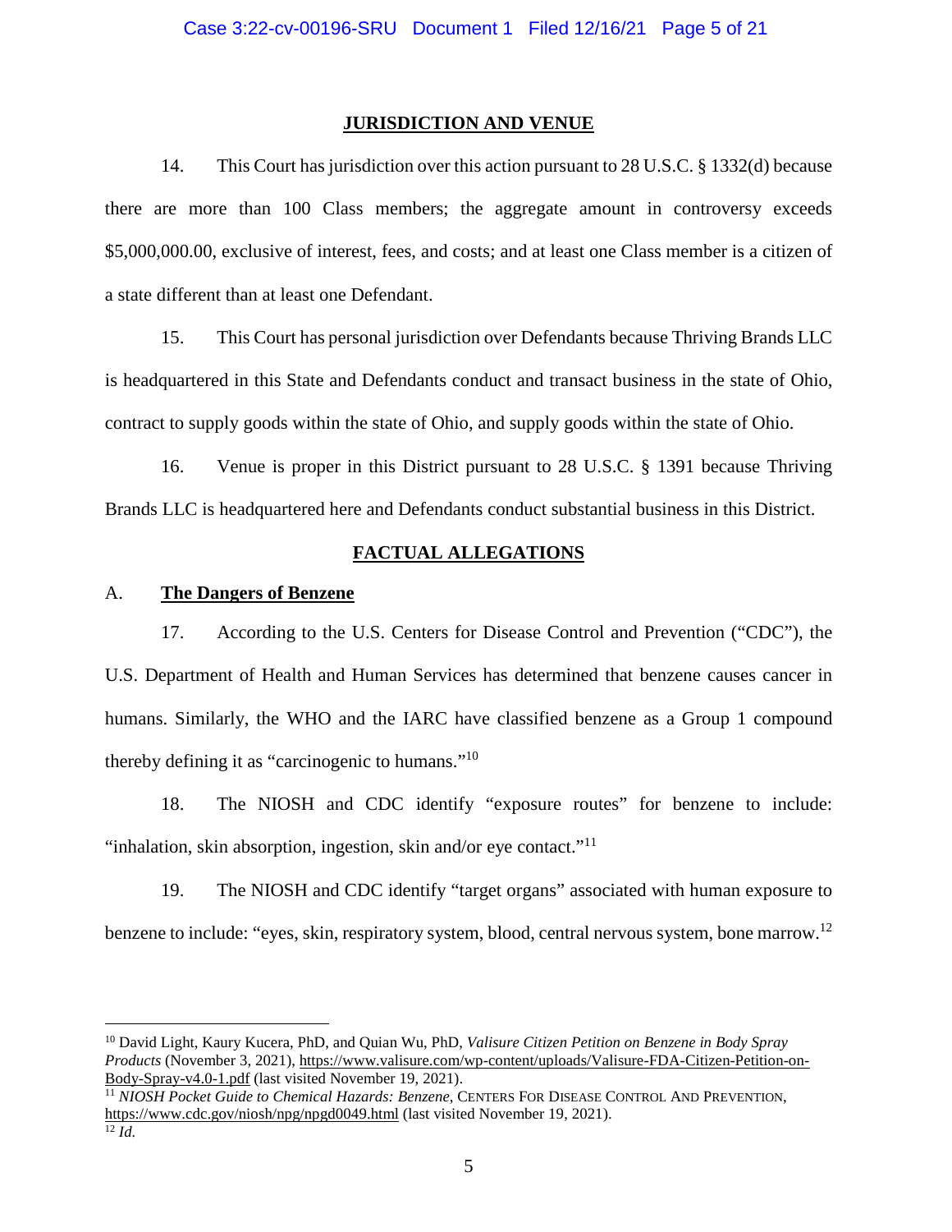## JURISDICTION AND VENUE

14. This Court has jurisdiction over this action pursuant to 28 U.S.C. § 1332(d) because there are more than 100 Class members; the aggregate amount in controversy exceeds $5,000,000.00, exclusive of interest, fees, and costs; and at least one Class member is a citizen of a state different than at least one Defendant.

15. This Court has personal jurisdiction over Defendants because Thriving Brands LLC is headquartered in this State and Defendants conduct and transact business in the state of Ohio, contract to supply goods within the state of Ohio, and supply goods within the state of Ohio.

16. Venue is proper in this District pursuant to 28 U.S.C. § 1391 because Thriving Brands LLC is headquartered here and Defendants conduct substantial business in this District.

## FACTUAL ALLEGATIONS

### A. The Dangers of Benzene

17. According to the U.S. Centers for Disease Control and Prevention ("CDC"), the U.S. Department of Health and Human Services has determined that benzene causes cancer in humans. Similarly, the WHO and the IARC have classified benzene as a Group 1 compound thereby defining it as "carcinogenic to humans."[10]

18. The NIOSH and CDC identify "exposure routes" for benzene to include: "inhalation, skin absorption, ingestion, skin and/or eye contact."[11]

19. The NIOSH and CDC identify "target organs" associated with human exposure to benzene to include: "eyes, skin, respiratory system, blood, central nervous system, bone marrow.[12]

---

[10] David Light, Kaury Kucera, PhD, and Quian Wu, PhD, *Valisure Citizen Petition on Benzene in Body Spray Products* (November 3, 2021), https://www.valisure.com/wp-content/uploads/Valisure-FDA-Citizen-Petition-on-Body-Spray-v4.0-1.pdf (last visited November 19, 2021).

[11] *NIOSH Pocket Guide to Chemical Hazards: Benzene*, CENTERS FOR DISEASE CONTROL AND PREVENTION, https://www.cdc.gov/niosh/npg/npgd0049.html (last visited November 19, 2021).

[12] *Id.*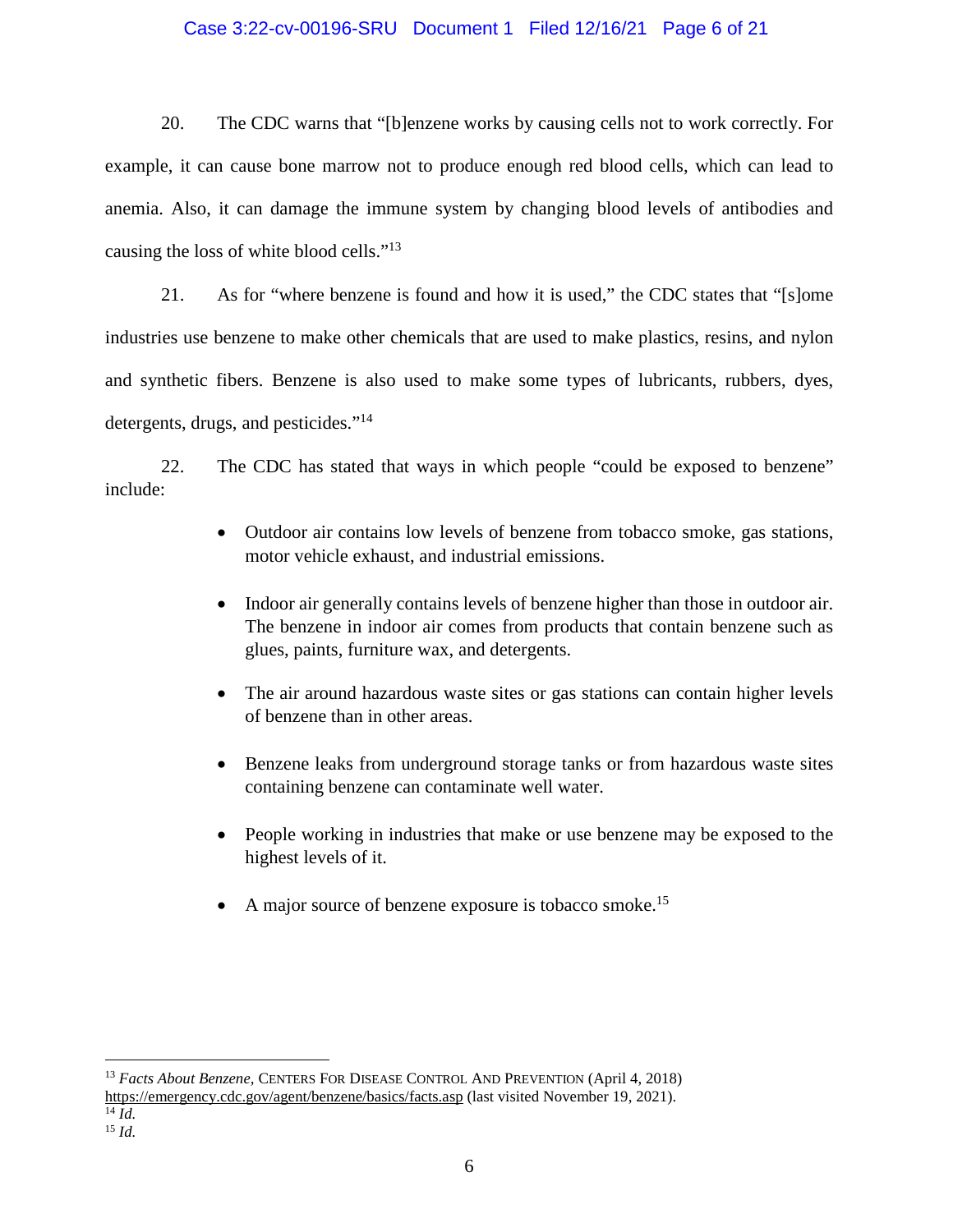20. The CDC warns that "[b]enzene works by causing cells not to work correctly. For example, it can cause bone marrow not to produce enough red blood cells, which can lead to anemia. Also, it can damage the immune system by changing blood levels of antibodies and causing the loss of white blood cells."[13]

21. As for "where benzene is found and how it is used," the CDC states that "[s]ome industries use benzene to make other chemicals that are used to make plastics, resins, and nylon and synthetic fibers. Benzene is also used to make some types of lubricants, rubbers, dyes, detergents, drugs, and pesticides."[14]

22. The CDC has stated that ways in which people "could be exposed to benzene" include:

- Outdoor air contains low levels of benzene from tobacco smoke, gas stations, motor vehicle exhaust, and industrial emissions.
- Indoor air generally contains levels of benzene higher than those in outdoor air. The benzene in indoor air comes from products that contain benzene such as glues, paints, furniture wax, and detergents.
- The air around hazardous waste sites or gas stations can contain higher levels of benzene than in other areas.
- Benzene leaks from underground storage tanks or from hazardous waste sites containing benzene can contaminate well water.
- People working in industries that make or use benzene may be exposed to the highest levels of it.
- A major source of benzene exposure is tobacco smoke.[15]

---

[13] *Facts About Benzene*, CENTERS FOR DISEASE CONTROL AND PREVENTION (April 4, 2018) https://emergency.cdc.gov/agent/benzene/basics/facts.asp (last visited November 19, 2021).

[14] *Id.*

[15] *Id.*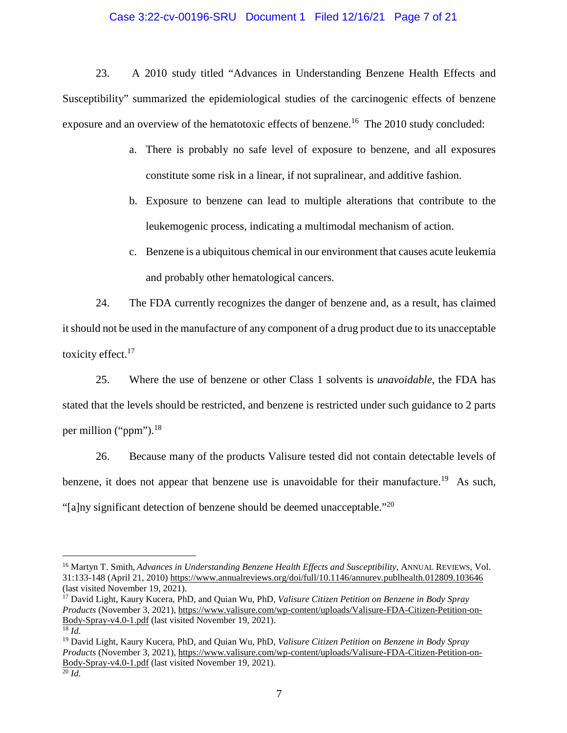23. A 2010 study titled "Advances in Understanding Benzene Health Effects and Susceptibility" summarized the epidemiological studies of the carcinogenic effects of benzene exposure and an overview of the hematotoxic effects of benzene.[16] The 2010 study concluded:

a. There is probably no safe level of exposure to benzene, and all exposures constitute some risk in a linear, if not supralinear, and additive fashion.

b. Exposure to benzene can lead to multiple alterations that contribute to the leukemogenic process, indicating a multimodal mechanism of action.

c. Benzene is a ubiquitous chemical in our environment that causes acute leukemia and probably other hematological cancers.

24. The FDA currently recognizes the danger of benzene and, as a result, has claimed it should not be used in the manufacture of any component of a drug product due to its unacceptable toxicity effect.[17]

25. Where the use of benzene or other Class 1 solvents is *unavoidable*, the FDA has stated that the levels should be restricted, and benzene is restricted under such guidance to 2 parts per million ("ppm").[18]

26. Because many of the products Valisure tested did not contain detectable levels of benzene, it does not appear that benzene use is unavoidable for their manufacture.[19] As such, "[a]ny significant detection of benzene should be deemed unacceptable."[20]

---

[16] Martyn T. Smith, *Advances in Understanding Benzene Health Effects and Susceptibility*, ANNUAL REVIEWS, Vol. 31:133-148 (April 21, 2010) https://www.annualreviews.org/doi/full/10.1146/annurev.publhealth.012809.103646 (last visited November 19, 2021).

[17] David Light, Kaury Kucera, PhD, and Quian Wu, PhD, *Valisure Citizen Petition on Benzene in Body Spray Products* (November 3, 2021), https://www.valisure.com/wp-content/uploads/Valisure-FDA-Citizen-Petition-on-Body-Spray-v4.0-1.pdf (last visited November 19, 2021).

[18] *Id.*

[19] David Light, Kaury Kucera, PhD, and Quian Wu, PhD, *Valisure Citizen Petition on Benzene in Body Spray Products* (November 3, 2021), https://www.valisure.com/wp-content/uploads/Valisure-FDA-Citizen-Petition-on-Body-Spray-v4.0-1.pdf (last visited November 19, 2021).

[20] *Id.*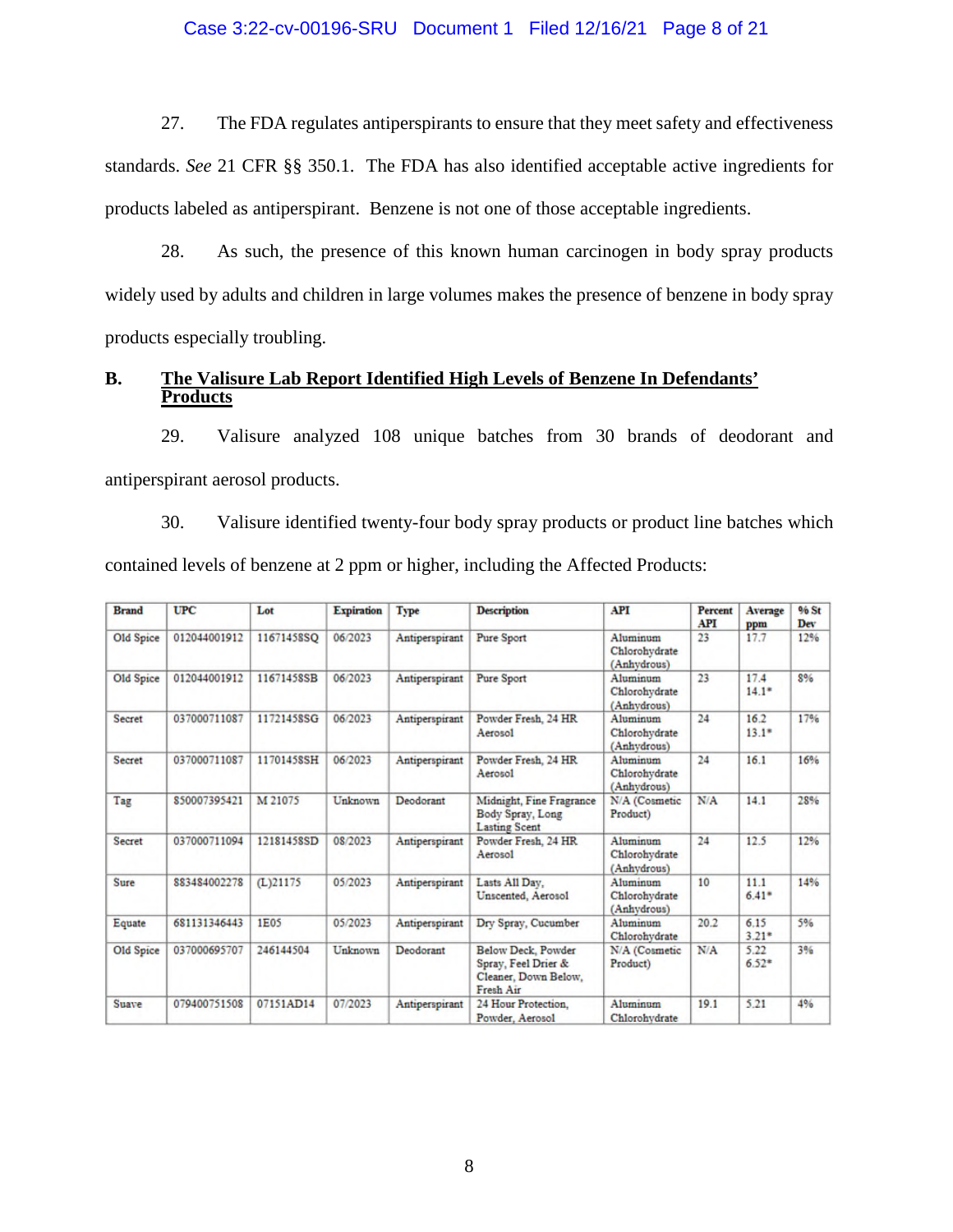27. The FDA regulates antiperspirants to ensure that they meet safety and effectiveness standards. *See* 21 CFR §§ 350.1. The FDA has also identified acceptable active ingredients for products labeled as antiperspirant. Benzene is not one of those acceptable ingredients.

28. As such, the presence of this known human carcinogen in body spray products widely used by adults and children in large volumes makes the presence of benzene in body spray products especially troubling.

## B. The Valisure Lab Report Identified High Levels of Benzene In Defendants' Products

29. Valisure analyzed 108 unique batches from 30 brands of deodorant and antiperspirant aerosol products.

30. Valisure identified twenty-four body spray products or product line batches which contained levels of benzene at 2 ppm or higher, including the Affected Products:

| Brand | UPC | Lot | Expiration | Type | Description | API | Percent API | Average ppm | % St Dev |
|---|---|---|---|---|---|---|---|---|---|
| Old Spice | 012044001912 | 11671458SQ | 06/2023 | Antiperspirant | Pure Sport | Aluminum Chlorohydrate (Anhydrous) | 23 | 17.7 | 12% |
| Old Spice | 012044001912 | 11671458SB | 06/2023 | Antiperspirant | Pure Sport | Aluminum Chlorohydrate (Anhydrous) | 23 | 17.4 14.1* | 8% |
| Secret | 037000711087 | 11721458SG | 06/2023 | Antiperspirant | Powder Fresh, 24 HR Aerosol | Aluminum Chlorohydrate (Anhydrous) | 24 | 16.2 13.1* | 17% |
| Secret | 037000711087 | 11701458SH | 06/2023 | Antiperspirant | Powder Fresh, 24 HR Aerosol | Aluminum Chlorohydrate (Anhydrous) | 24 | 16.1 | 16% |
| Tag | 850007395421 | M 21075 | Unknown | Deodorant | Midnight, Fine Fragrance Body Spray, Long Lasting Scent | N/A (Cosmetic Product) | N/A | 14.1 | 28% |
| Secret | 037000711094 | 12181458SD | 08/2023 | Antiperspirant | Powder Fresh, 24 HR Aerosol | Aluminum Chlorohydrate (Anhydrous) | 24 | 12.5 | 12% |
| Sure | 883484002278 | (L)21175 | 05/2023 | Antiperspirant | Lasts All Day, Unscented, Aerosol | Aluminum Chlorohydrate (Anhydrous) | 10 | 11.1 6.41* | 14% |
| Equate | 681131346443 | 1E05 | 05/2023 | Antiperspirant | Dry Spray, Cucumber | Aluminum Chlorohydrate | 20.2 | 6.15 3.21* | 5% |
| Old Spice | 037000695707 | 246144504 | Unknown | Deodorant | Below Deck, Powder Spray, Feel Drier & Cleaner, Down Below, Fresh Air | N/A (Cosmetic Product) | N/A | 5.22 6.52* | 3% |
| Suave | 079400751508 | 07151AD14 | 07/2023 | Antiperspirant | 24 Hour Protection, Powder, Aerosol | Aluminum Chlorohydrate | 19.1 | 5.21 | 4% |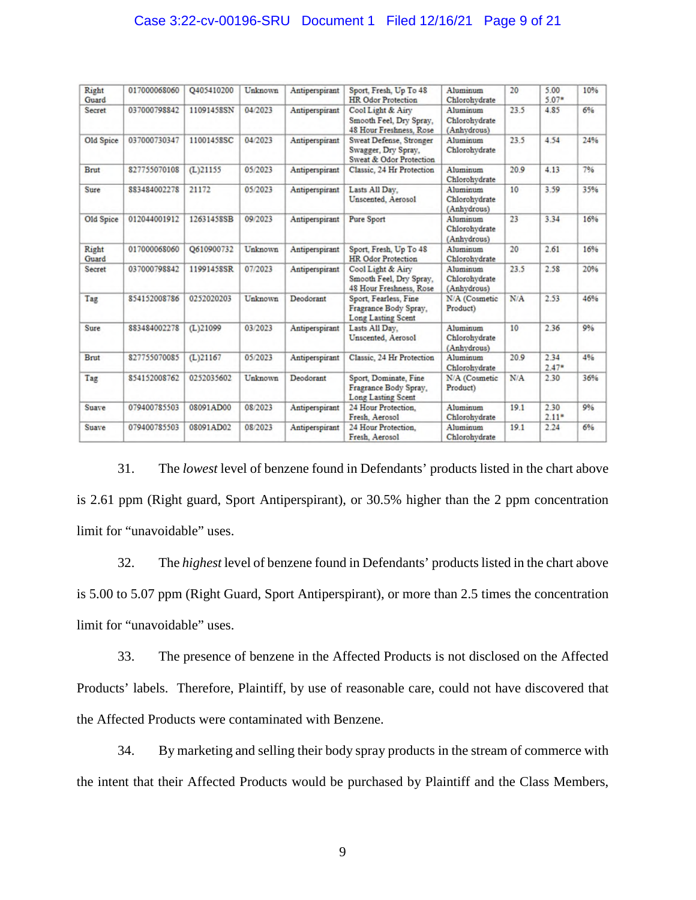| Right Guard | 017000068060 | Q405410200 | Unknown | Antiperspirant | Sport, Fresh, Up To 48 HR Odor Protection | Aluminum Chlorohydrate | 20 | 5.00 5.07* | 10% |
|---|---|---|---|---|---|---|---|---|---|
| Secret | 037000798842 | 11091458SN | 04/2023 | Antiperspirant | Cool Light & Airy Smooth Feel, Dry Spray, 48 Hour Freshness, Rose | Aluminum Chlorohydrate (Anhydrous) | 23.5 | 4.85 | 6% |
| Old Spice | 037000730347 | 11001458SC | 04/2023 | Antiperspirant | Sweat Defense, Stronger Swagger, Dry Spray, Sweat & Odor Protection | Aluminum Chlorohydrate | 23.5 | 4.54 | 24% |
| Brut | 827755070108 | (L)21155 | 05/2023 | Antiperspirant | Classic, 24 Hr Protection | Aluminum Chlorohydrate | 20.9 | 4.13 | 7% |
| Sure | 883484002278 | 21172 | 05/2023 | Antiperspirant | Lasts All Day, Unscented, Aerosol | Aluminum Chlorohydrate (Anhydrous) | 10 | 3.59 | 35% |
| Old Spice | 012044001912 | 12631458SB | 09/2023 | Antiperspirant | Pure Sport | Aluminum Chlorohydrate (Anhydrous) | 23 | 3.34 | 16% |
| Right Guard | 017000068060 | Q610900732 | Unknown | Antiperspirant | Sport, Fresh, Up To 48 HR Odor Protection | Aluminum Chlorohydrate | 20 | 2.61 | 16% |
| Secret | 037000798842 | 11991458SR | 07/2023 | Antiperspirant | Cool Light & Airy Smooth Feel, Dry Spray, 48 Hour Freshness, Rose | Aluminum Chlorohydrate (Anhydrous) | 23.5 | 2.58 | 20% |
| Tag | 854152008786 | 0252020203 | Unknown | Deodorant | Sport, Fearless, Fine Fragrance Body Spray, Long Lasting Scent | N/A (Cosmetic Product) | N/A | 2.53 | 46% |
| Sure | 883484002278 | (L)21099 | 03/2023 | Antiperspirant | Lasts All Day, Unscented, Aerosol | Aluminum Chlorohydrate (Anhydrous) | 10 | 2.36 | 9% |
| Brut | 827755070085 | (L)21167 | 05/2023 | Antiperspirant | Classic, 24 Hr Protection | Aluminum Chlorohydrate | 20.9 | 2.34 2.47* | 4% |
| Tag | 854152008762 | 0252035602 | Unknown | Deodorant | Sport, Dominate, Fine Fragrance Body Spray, Long Lasting Scent | N/A (Cosmetic Product) | N/A | 2.30 | 36% |
| Suave | 079400785503 | 08091AD00 | 08/2023 | Antiperspirant | 24 Hour Protection, Fresh, Aerosol | Aluminum Chlorohydrate | 19.1 | 2.30 2.11* | 9% |
| Suave | 079400785503 | 08091AD02 | 08/2023 | Antiperspirant | 24 Hour Protection, Fresh, Aerosol | Aluminum Chlorohydrate | 19.1 | 2.24 | 6% |

31. The *lowest* level of benzene found in Defendants' products listed in the chart above is 2.61 ppm (Right guard, Sport Antiperspirant), or 30.5% higher than the 2 ppm concentration limit for "unavoidable" uses.

32. The *highest* level of benzene found in Defendants' products listed in the chart above is 5.00 to 5.07 ppm (Right Guard, Sport Antiperspirant), or more than 2.5 times the concentration limit for "unavoidable" uses.

33. The presence of benzene in the Affected Products is not disclosed on the Affected Products' labels. Therefore, Plaintiff, by use of reasonable care, could not have discovered that the Affected Products were contaminated with Benzene.

34. By marketing and selling their body spray products in the stream of commerce with the intent that their Affected Products would be purchased by Plaintiff and the Class Members,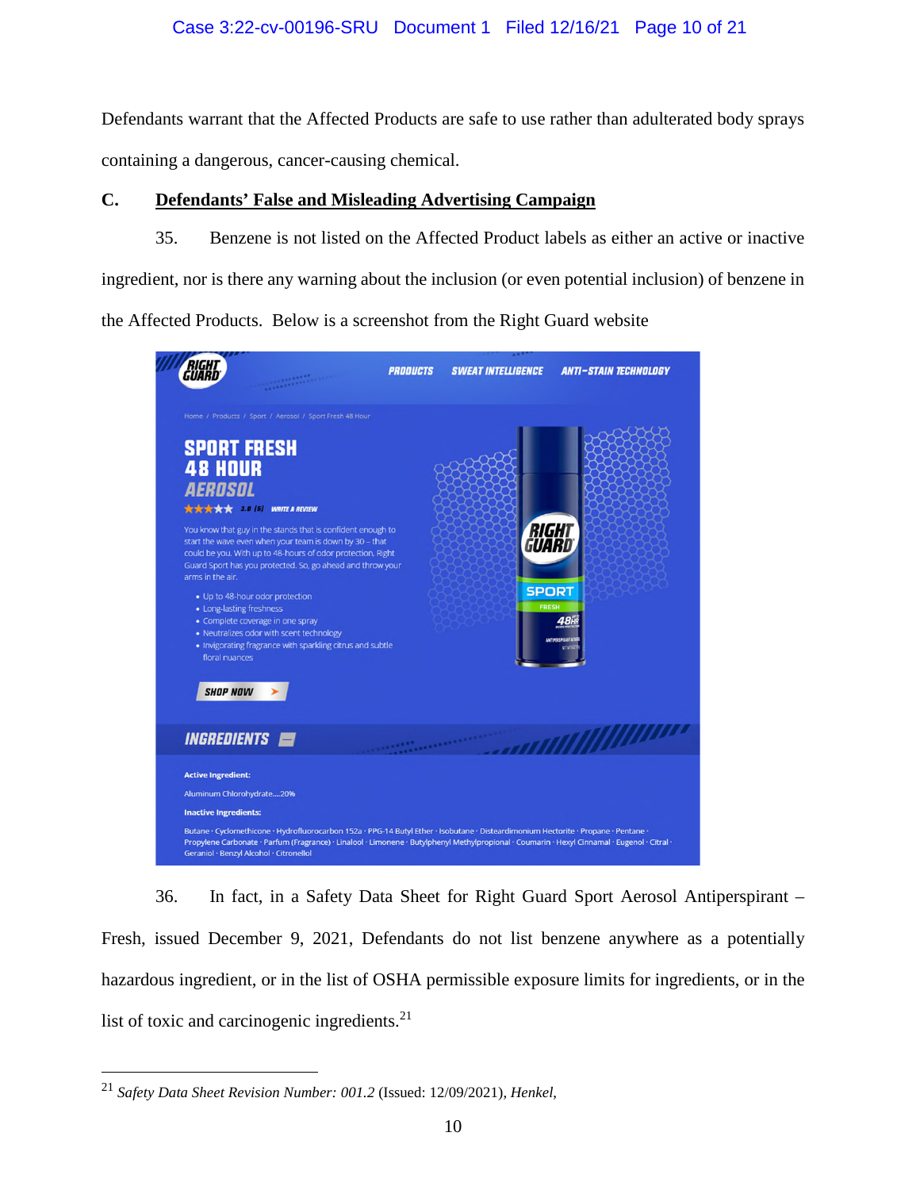Defendants warrant that the Affected Products are safe to use rather than adulterated body sprays containing a dangerous, cancer-causing chemical.

### C. Defendants' False and Misleading Advertising Campaign

35. Benzene is not listed on the Affected Product labels as either an active or inactive ingredient, nor is there any warning about the inclusion (or even potential inclusion) of benzene in the Affected Products. Below is a screenshot from the Right Guard website

RIGHT GUARD

PRODUCTS | SWEAT INTELLIGENCE | ANTI-STAIN TECHNOLOGY

Home / Products / Sport / Aerosol / Sport Fresh 48 Hour

**SPORT FRESH 48 HOUR AEROSOL**

★★★★★ 3.0 (5) WRITE A REVIEW

You know that guy in the stands that is confident enough to start the wave even when your team is down by 30 – that could be you. With up to 48-hours of odor protection, Right Guard Sport has you protected. So, go ahead and throw your arms in the air.

- Up to 48-hour odor protection
- Long-lasting freshness
- Complete coverage in one spray
- Neutralizes odor with scent technology
- Invigorating fragrance with sparkling citrus and subtle floral nuances

SHOP NOW

**INGREDIENTS**

**Active Ingredient:**

Aluminum Chlorohydrate....20%

**Inactive Ingredients:**

Butane · Cyclomethicone · Hydrofluorocarbon 152a · PPG-14 Butyl Ether · Isobutane · Disteardimonium Hectorite · Propane · Pentane · Propylene Carbonate · Parfum (Fragrance) · Linalool · Limonene · Butylphenyl Methylpropional · Coumarin · Hexyl Cinnamal · Eugenol · Citral · Geraniol · Benzyl Alcohol · Citronellol

36. In fact, in a Safety Data Sheet for Right Guard Sport Aerosol Antiperspirant – Fresh, issued December 9, 2021, Defendants do not list benzene anywhere as a potentially hazardous ingredient, or in the list of OSHA permissible exposure limits for ingredients, or in the list of toxic and carcinogenic ingredients.[21]

---

[21] *Safety Data Sheet Revision Number: 001.2* (Issued: 12/09/2021), *Henkel*,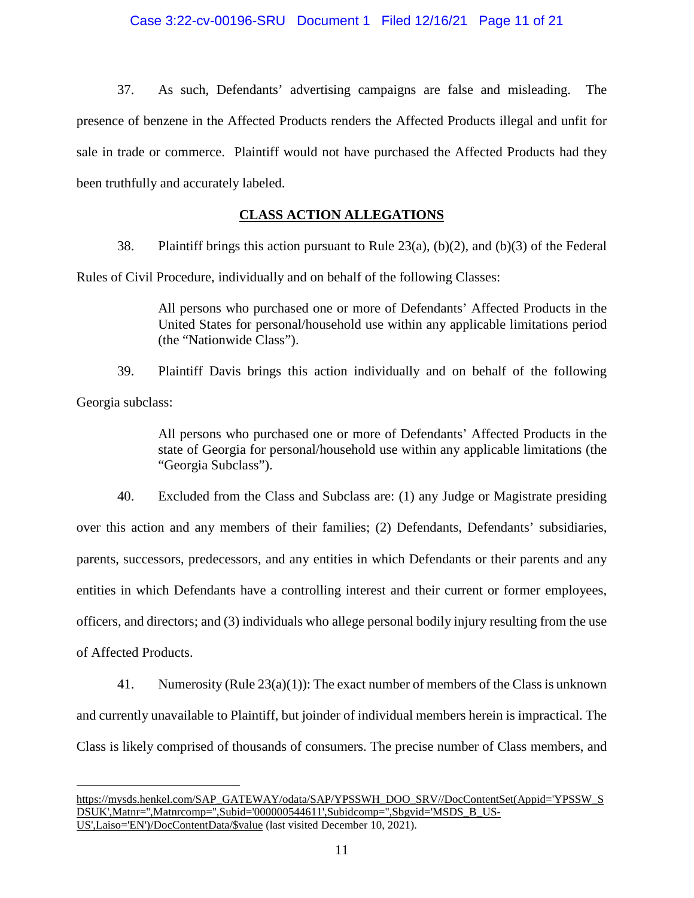37. As such, Defendants' advertising campaigns are false and misleading. The presence of benzene in the Affected Products renders the Affected Products illegal and unfit for sale in trade or commerce. Plaintiff would not have purchased the Affected Products had they been truthfully and accurately labeled.

## CLASS ACTION ALLEGATIONS

38. Plaintiff brings this action pursuant to Rule 23(a), (b)(2), and (b)(3) of the Federal Rules of Civil Procedure, individually and on behalf of the following Classes:

> All persons who purchased one or more of Defendants' Affected Products in the United States for personal/household use within any applicable limitations period (the "Nationwide Class").

39. Plaintiff Davis brings this action individually and on behalf of the following Georgia subclass:

> All persons who purchased one or more of Defendants' Affected Products in the state of Georgia for personal/household use within any applicable limitations (the "Georgia Subclass").

40. Excluded from the Class and Subclass are: (1) any Judge or Magistrate presiding over this action and any members of their families; (2) Defendants, Defendants' subsidiaries, parents, successors, predecessors, and any entities in which Defendants or their parents and any entities in which Defendants have a controlling interest and their current or former employees, officers, and directors; and (3) individuals who allege personal bodily injury resulting from the use of Affected Products.

41. Numerosity (Rule 23(a)(1)): The exact number of members of the Class is unknown and currently unavailable to Plaintiff, but joinder of individual members herein is impractical. The Class is likely comprised of thousands of consumers. The precise number of Class members, and

---

https://mysds.henkel.com/SAP_GATEWAY/odata/SAP/YPSSWH_DOO_SRV//DocContentSet(Appid='YPSSW_SDSUK',Matnr='',Matnrcomp='',Subid='000000544611',Subidcomp='',Sbgvid='MSDS_B_US-US',Laiso='EN')/DocContentData/$value (last visited December 10, 2021).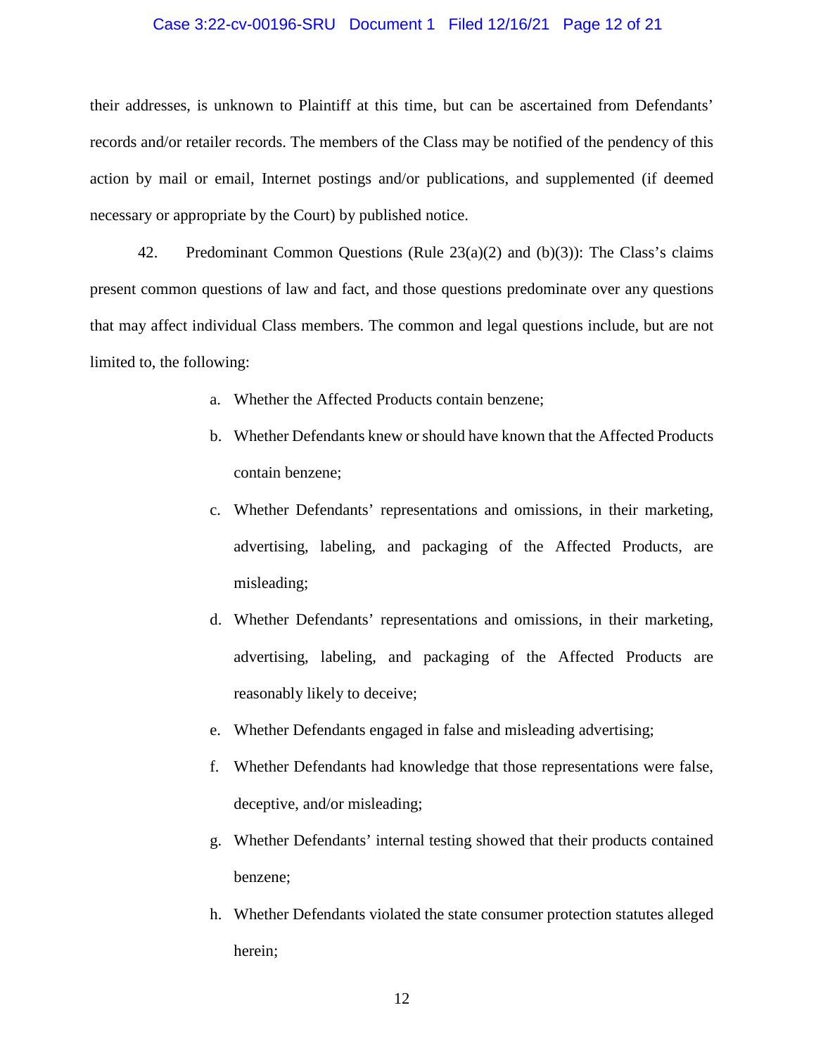their addresses, is unknown to Plaintiff at this time, but can be ascertained from Defendants' records and/or retailer records. The members of the Class may be notified of the pendency of this action by mail or email, Internet postings and/or publications, and supplemented (if deemed necessary or appropriate by the Court) by published notice.

42. Predominant Common Questions (Rule 23(a)(2) and (b)(3)): The Class's claims present common questions of law and fact, and those questions predominate over any questions that may affect individual Class members. The common and legal questions include, but are not limited to, the following:

a. Whether the Affected Products contain benzene;

b. Whether Defendants knew or should have known that the Affected Products contain benzene;

c. Whether Defendants' representations and omissions, in their marketing, advertising, labeling, and packaging of the Affected Products, are misleading;

d. Whether Defendants' representations and omissions, in their marketing, advertising, labeling, and packaging of the Affected Products are reasonably likely to deceive;

e. Whether Defendants engaged in false and misleading advertising;

f. Whether Defendants had knowledge that those representations were false, deceptive, and/or misleading;

g. Whether Defendants' internal testing showed that their products contained benzene;

h. Whether Defendants violated the state consumer protection statutes alleged herein;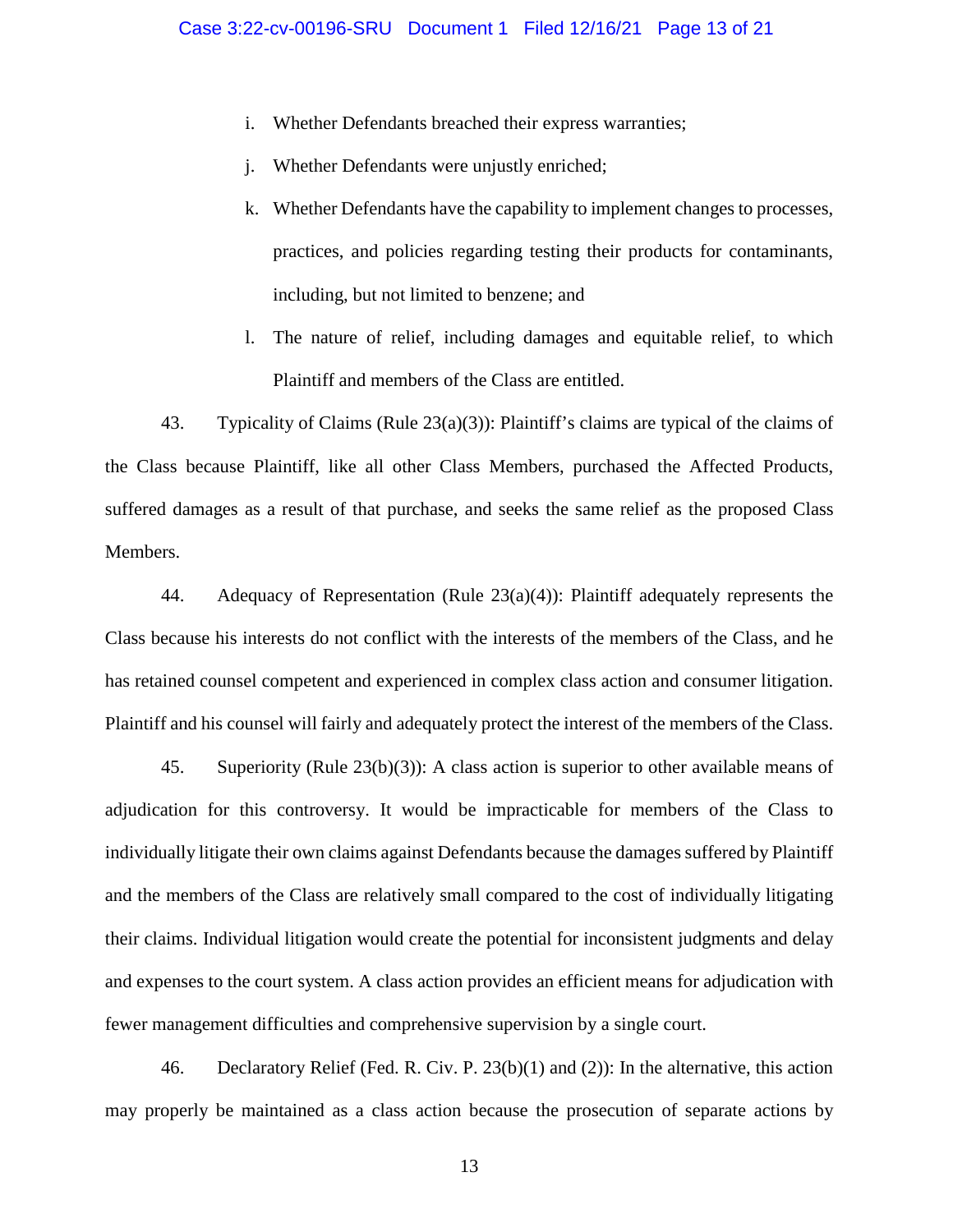i. Whether Defendants breached their express warranties;

j. Whether Defendants were unjustly enriched;

k. Whether Defendants have the capability to implement changes to processes, practices, and policies regarding testing their products for contaminants, including, but not limited to benzene; and

l. The nature of relief, including damages and equitable relief, to which Plaintiff and members of the Class are entitled.

43. Typicality of Claims (Rule 23(a)(3)): Plaintiff's claims are typical of the claims of the Class because Plaintiff, like all other Class Members, purchased the Affected Products, suffered damages as a result of that purchase, and seeks the same relief as the proposed Class Members.

44. Adequacy of Representation (Rule 23(a)(4)): Plaintiff adequately represents the Class because his interests do not conflict with the interests of the members of the Class, and he has retained counsel competent and experienced in complex class action and consumer litigation. Plaintiff and his counsel will fairly and adequately protect the interest of the members of the Class.

45. Superiority (Rule 23(b)(3)): A class action is superior to other available means of adjudication for this controversy. It would be impracticable for members of the Class to individually litigate their own claims against Defendants because the damages suffered by Plaintiff and the members of the Class are relatively small compared to the cost of individually litigating their claims. Individual litigation would create the potential for inconsistent judgments and delay and expenses to the court system. A class action provides an efficient means for adjudication with fewer management difficulties and comprehensive supervision by a single court.

46. Declaratory Relief (Fed. R. Civ. P. 23(b)(1) and (2)): In the alternative, this action may properly be maintained as a class action because the prosecution of separate actions by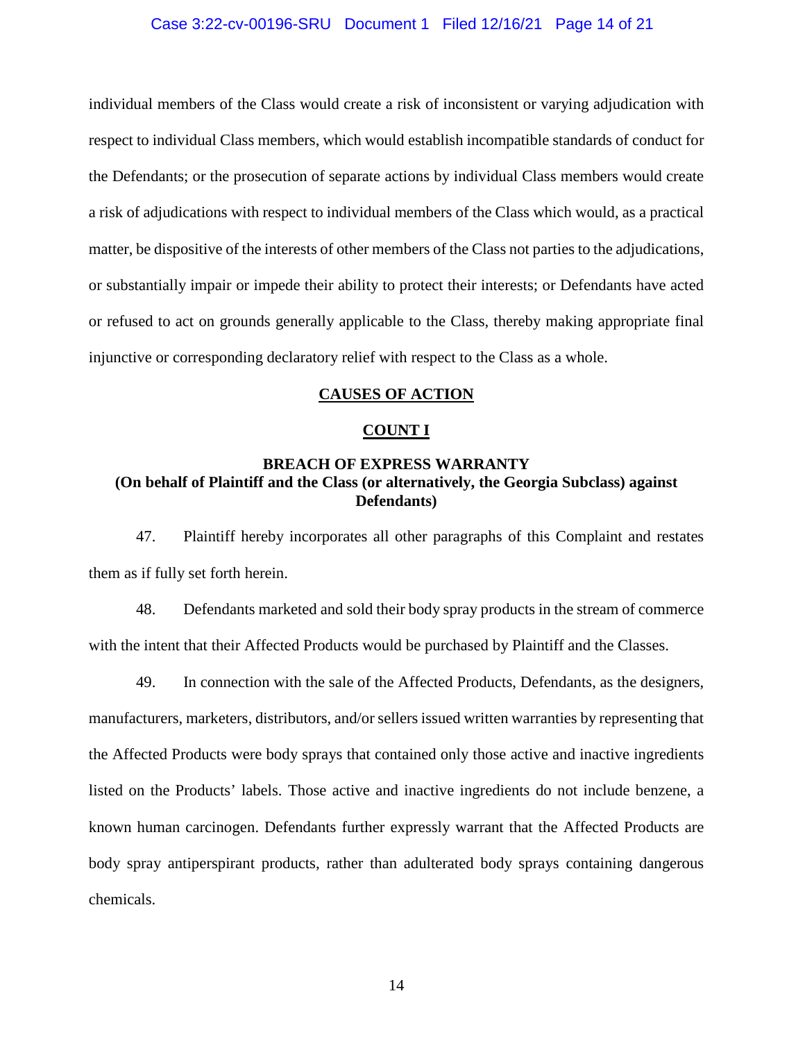individual members of the Class would create a risk of inconsistent or varying adjudication with respect to individual Class members, which would establish incompatible standards of conduct for the Defendants; or the prosecution of separate actions by individual Class members would create a risk of adjudications with respect to individual members of the Class which would, as a practical matter, be dispositive of the interests of other members of the Class not parties to the adjudications, or substantially impair or impede their ability to protect their interests; or Defendants have acted or refused to act on grounds generally applicable to the Class, thereby making appropriate final injunctive or corresponding declaratory relief with respect to the Class as a whole.

## CAUSES OF ACTION

## COUNT I

### BREACH OF EXPRESS WARRANTY
### (On behalf of Plaintiff and the Class (or alternatively, the Georgia Subclass) against Defendants)

47. Plaintiff hereby incorporates all other paragraphs of this Complaint and restates them as if fully set forth herein.

48. Defendants marketed and sold their body spray products in the stream of commerce with the intent that their Affected Products would be purchased by Plaintiff and the Classes.

49. In connection with the sale of the Affected Products, Defendants, as the designers, manufacturers, marketers, distributors, and/or sellers issued written warranties by representing that the Affected Products were body sprays that contained only those active and inactive ingredients listed on the Products' labels. Those active and inactive ingredients do not include benzene, a known human carcinogen. Defendants further expressly warrant that the Affected Products are body spray antiperspirant products, rather than adulterated body sprays containing dangerous chemicals.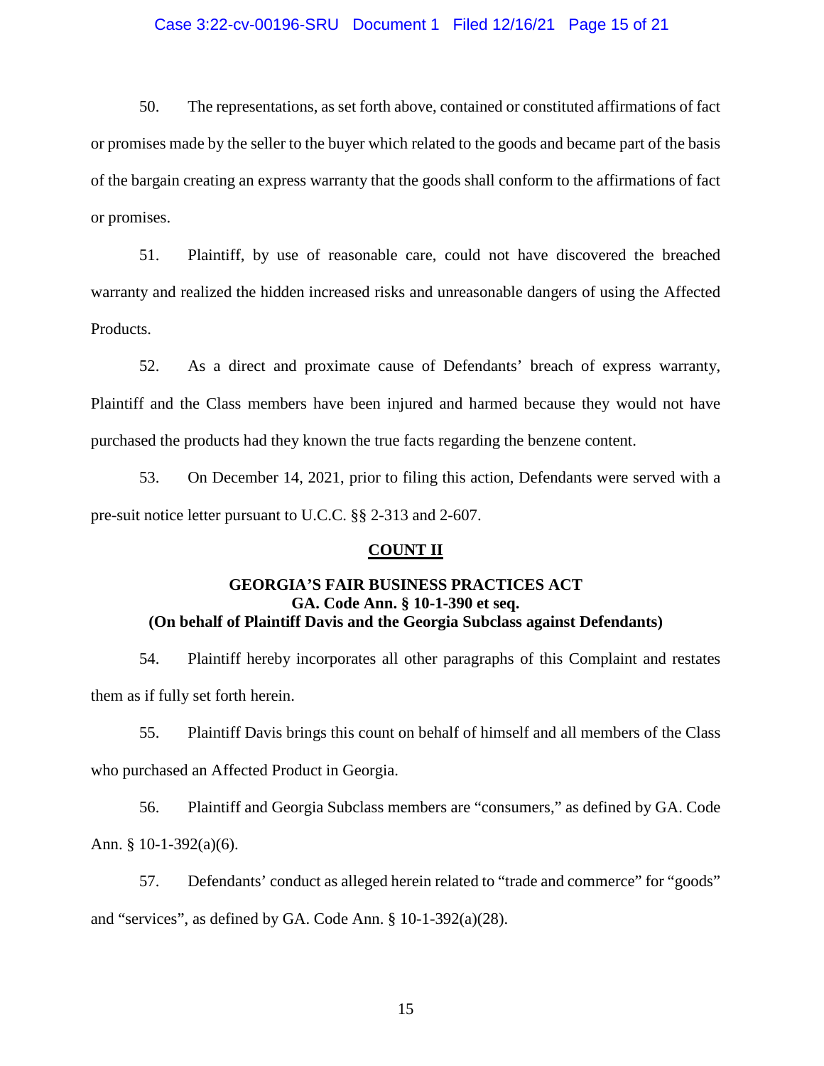50. The representations, as set forth above, contained or constituted affirmations of fact or promises made by the seller to the buyer which related to the goods and became part of the basis of the bargain creating an express warranty that the goods shall conform to the affirmations of fact or promises.

51. Plaintiff, by use of reasonable care, could not have discovered the breached warranty and realized the hidden increased risks and unreasonable dangers of using the Affected Products.

52. As a direct and proximate cause of Defendants' breach of express warranty, Plaintiff and the Class members have been injured and harmed because they would not have purchased the products had they known the true facts regarding the benzene content.

53. On December 14, 2021, prior to filing this action, Defendants were served with a pre-suit notice letter pursuant to U.C.C. §§ 2-313 and 2-607.

## COUNT II

### GEORGIA'S FAIR BUSINESS PRACTICES ACT
### GA. Code Ann. § 10-1-390 et seq.
### (On behalf of Plaintiff Davis and the Georgia Subclass against Defendants)

54. Plaintiff hereby incorporates all other paragraphs of this Complaint and restates them as if fully set forth herein.

55. Plaintiff Davis brings this count on behalf of himself and all members of the Class who purchased an Affected Product in Georgia.

56. Plaintiff and Georgia Subclass members are "consumers," as defined by GA. Code Ann. § 10-1-392(a)(6).

57. Defendants' conduct as alleged herein related to "trade and commerce" for "goods" and "services", as defined by GA. Code Ann. § 10-1-392(a)(28).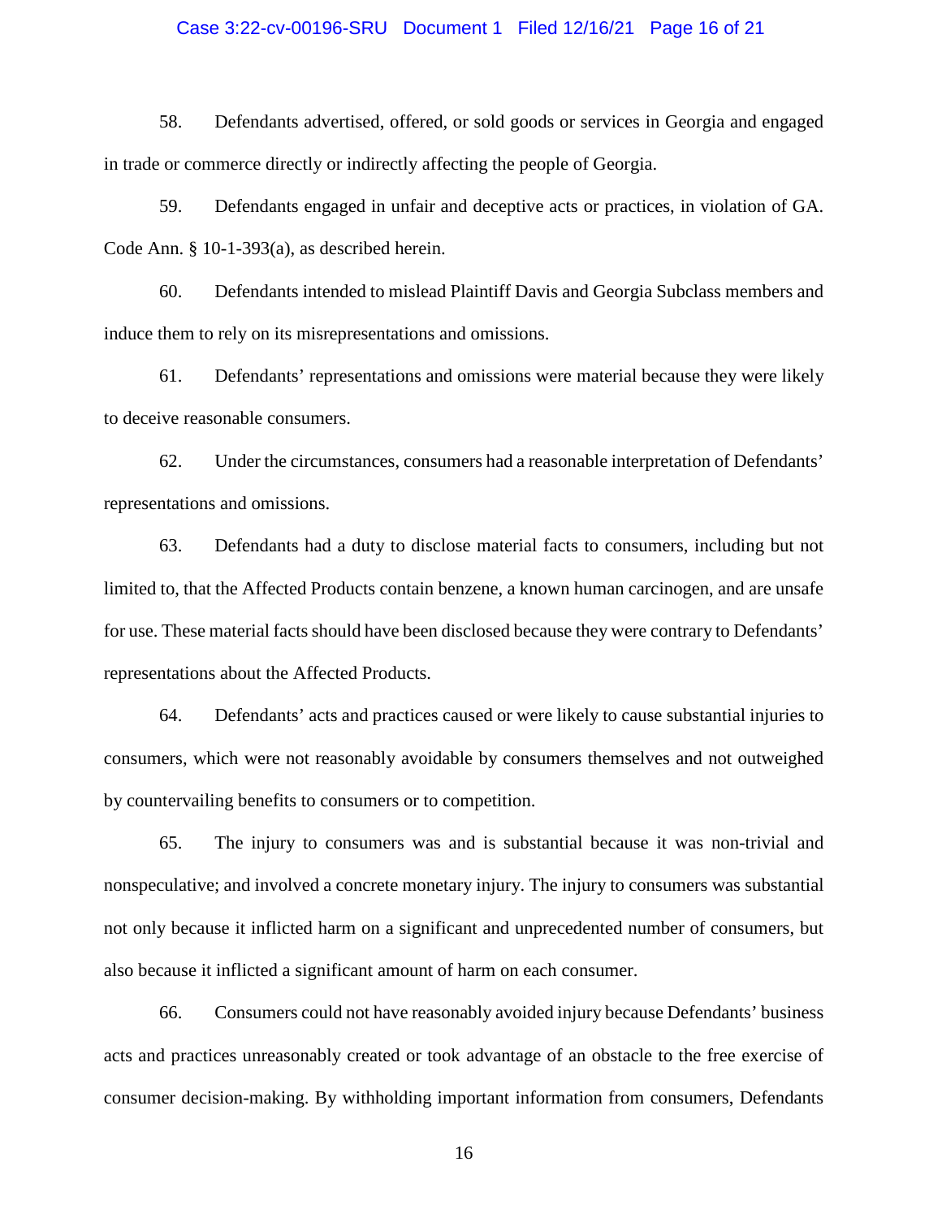58. Defendants advertised, offered, or sold goods or services in Georgia and engaged in trade or commerce directly or indirectly affecting the people of Georgia.

59. Defendants engaged in unfair and deceptive acts or practices, in violation of GA. Code Ann. § 10-1-393(a), as described herein.

60. Defendants intended to mislead Plaintiff Davis and Georgia Subclass members and induce them to rely on its misrepresentations and omissions.

61. Defendants' representations and omissions were material because they were likely to deceive reasonable consumers.

62. Under the circumstances, consumers had a reasonable interpretation of Defendants' representations and omissions.

63. Defendants had a duty to disclose material facts to consumers, including but not limited to, that the Affected Products contain benzene, a known human carcinogen, and are unsafe for use. These material facts should have been disclosed because they were contrary to Defendants' representations about the Affected Products.

64. Defendants' acts and practices caused or were likely to cause substantial injuries to consumers, which were not reasonably avoidable by consumers themselves and not outweighed by countervailing benefits to consumers or to competition.

65. The injury to consumers was and is substantial because it was non-trivial and nonspeculative; and involved a concrete monetary injury. The injury to consumers was substantial not only because it inflicted harm on a significant and unprecedented number of consumers, but also because it inflicted a significant amount of harm on each consumer.

66. Consumers could not have reasonably avoided injury because Defendants' business acts and practices unreasonably created or took advantage of an obstacle to the free exercise of consumer decision-making. By withholding important information from consumers, Defendants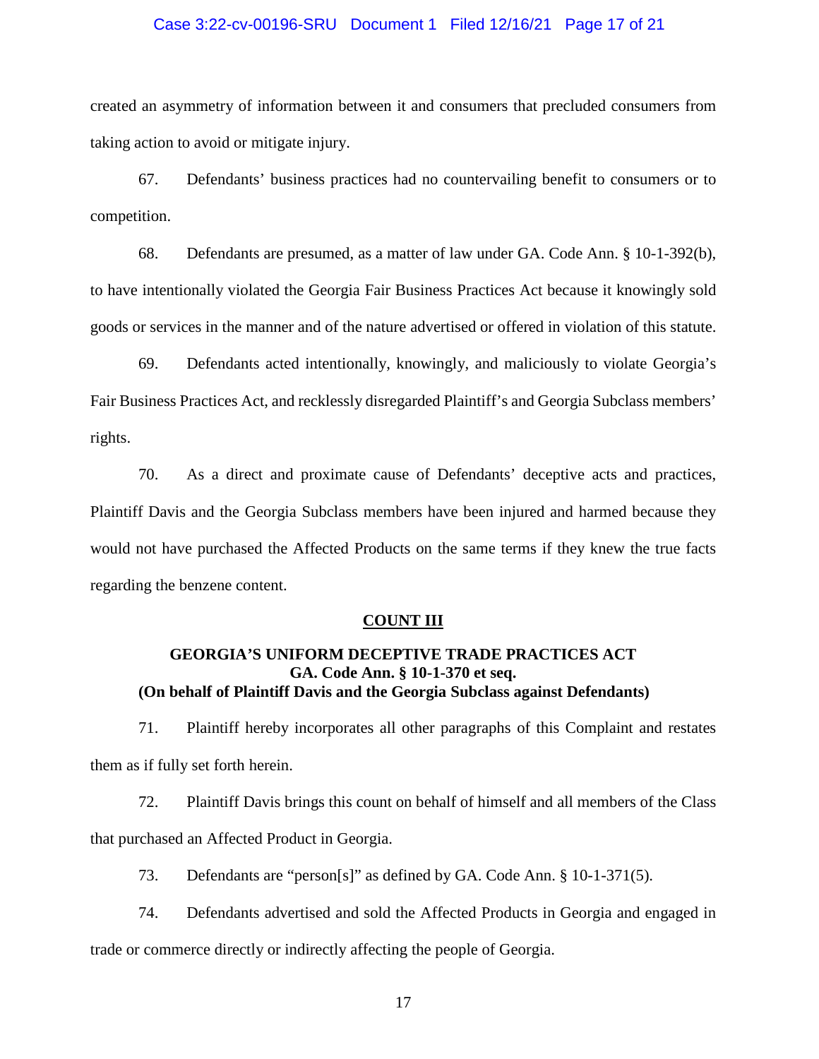created an asymmetry of information between it and consumers that precluded consumers from taking action to avoid or mitigate injury.

67. Defendants' business practices had no countervailing benefit to consumers or to competition.

68. Defendants are presumed, as a matter of law under GA. Code Ann. § 10-1-392(b), to have intentionally violated the Georgia Fair Business Practices Act because it knowingly sold goods or services in the manner and of the nature advertised or offered in violation of this statute.

69. Defendants acted intentionally, knowingly, and maliciously to violate Georgia's Fair Business Practices Act, and recklessly disregarded Plaintiff's and Georgia Subclass members' rights.

70. As a direct and proximate cause of Defendants' deceptive acts and practices, Plaintiff Davis and the Georgia Subclass members have been injured and harmed because they would not have purchased the Affected Products on the same terms if they knew the true facts regarding the benzene content.

## COUNT III

### GEORGIA'S UNIFORM DECEPTIVE TRADE PRACTICES ACT
### GA. Code Ann. § 10-1-370 et seq.
### (On behalf of Plaintiff Davis and the Georgia Subclass against Defendants)

71. Plaintiff hereby incorporates all other paragraphs of this Complaint and restates them as if fully set forth herein.

72. Plaintiff Davis brings this count on behalf of himself and all members of the Class that purchased an Affected Product in Georgia.

73. Defendants are "person[s]" as defined by GA. Code Ann. § 10-1-371(5).

74. Defendants advertised and sold the Affected Products in Georgia and engaged in trade or commerce directly or indirectly affecting the people of Georgia.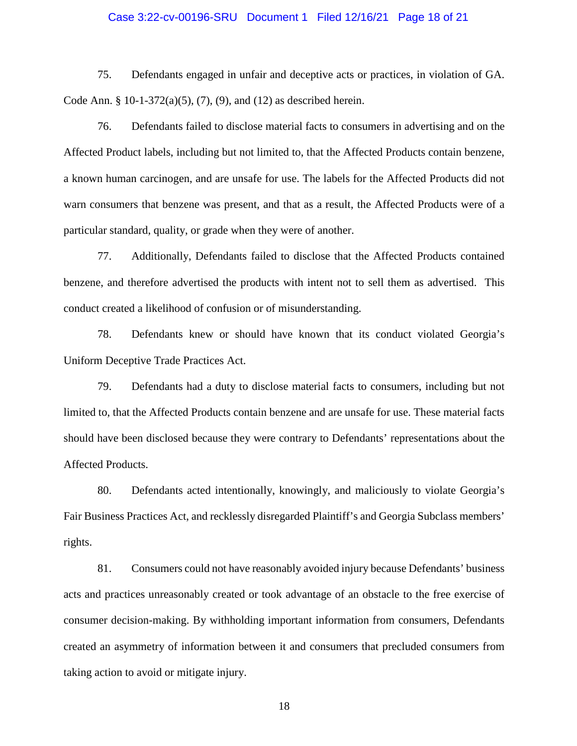75. Defendants engaged in unfair and deceptive acts or practices, in violation of GA. Code Ann. § 10-1-372(a)(5), (7), (9), and (12) as described herein.

76. Defendants failed to disclose material facts to consumers in advertising and on the Affected Product labels, including but not limited to, that the Affected Products contain benzene, a known human carcinogen, and are unsafe for use. The labels for the Affected Products did not warn consumers that benzene was present, and that as a result, the Affected Products were of a particular standard, quality, or grade when they were of another.

77. Additionally, Defendants failed to disclose that the Affected Products contained benzene, and therefore advertised the products with intent not to sell them as advertised. This conduct created a likelihood of confusion or of misunderstanding.

78. Defendants knew or should have known that its conduct violated Georgia's Uniform Deceptive Trade Practices Act.

79. Defendants had a duty to disclose material facts to consumers, including but not limited to, that the Affected Products contain benzene and are unsafe for use. These material facts should have been disclosed because they were contrary to Defendants' representations about the Affected Products.

80. Defendants acted intentionally, knowingly, and maliciously to violate Georgia's Fair Business Practices Act, and recklessly disregarded Plaintiff's and Georgia Subclass members' rights.

81. Consumers could not have reasonably avoided injury because Defendants' business acts and practices unreasonably created or took advantage of an obstacle to the free exercise of consumer decision-making. By withholding important information from consumers, Defendants created an asymmetry of information between it and consumers that precluded consumers from taking action to avoid or mitigate injury.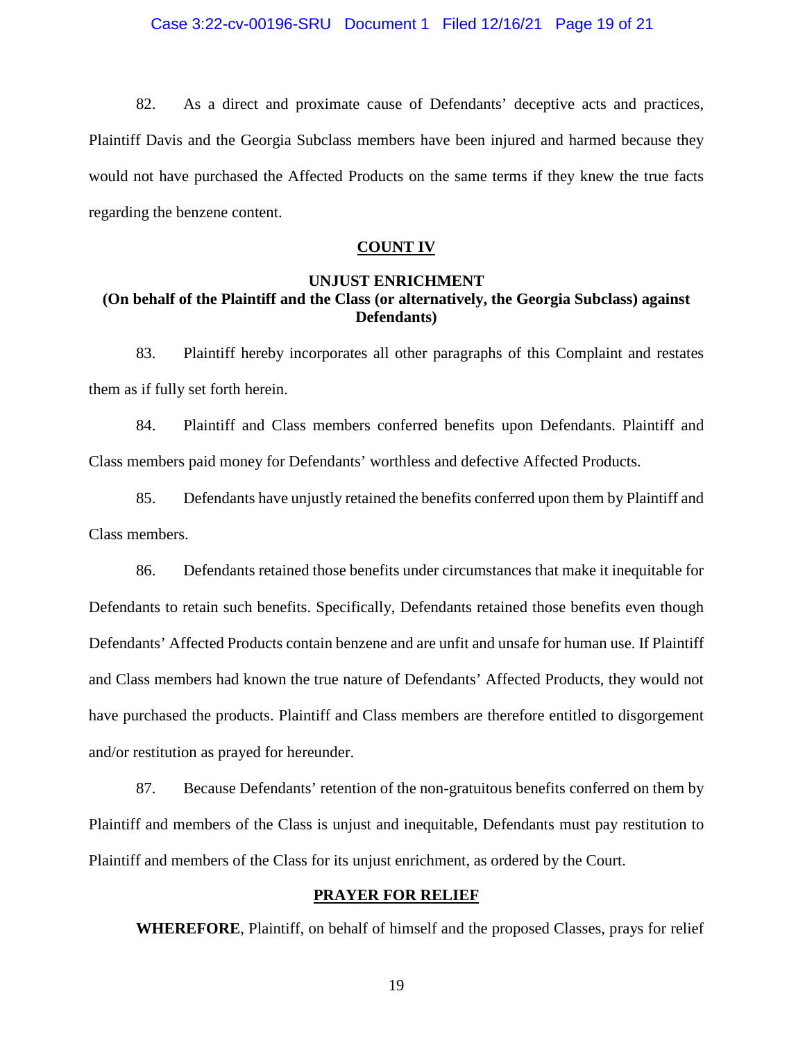82. As a direct and proximate cause of Defendants' deceptive acts and practices, Plaintiff Davis and the Georgia Subclass members have been injured and harmed because they would not have purchased the Affected Products on the same terms if they knew the true facts regarding the benzene content.

**COUNT IV**

**UNJUST ENRICHMENT**
**(On behalf of the Plaintiff and the Class (or alternatively, the Georgia Subclass) against Defendants)**

83. Plaintiff hereby incorporates all other paragraphs of this Complaint and restates them as if fully set forth herein.

84. Plaintiff and Class members conferred benefits upon Defendants. Plaintiff and Class members paid money for Defendants' worthless and defective Affected Products.

85. Defendants have unjustly retained the benefits conferred upon them by Plaintiff and Class members.

86. Defendants retained those benefits under circumstances that make it inequitable for Defendants to retain such benefits. Specifically, Defendants retained those benefits even though Defendants' Affected Products contain benzene and are unfit and unsafe for human use. If Plaintiff and Class members had known the true nature of Defendants' Affected Products, they would not have purchased the products. Plaintiff and Class members are therefore entitled to disgorgement and/or restitution as prayed for hereunder.

87. Because Defendants' retention of the non-gratuitous benefits conferred on them by Plaintiff and members of the Class is unjust and inequitable, Defendants must pay restitution to Plaintiff and members of the Class for its unjust enrichment, as ordered by the Court.

**PRAYER FOR RELIEF**

**WHEREFORE**, Plaintiff, on behalf of himself and the proposed Classes, prays for relief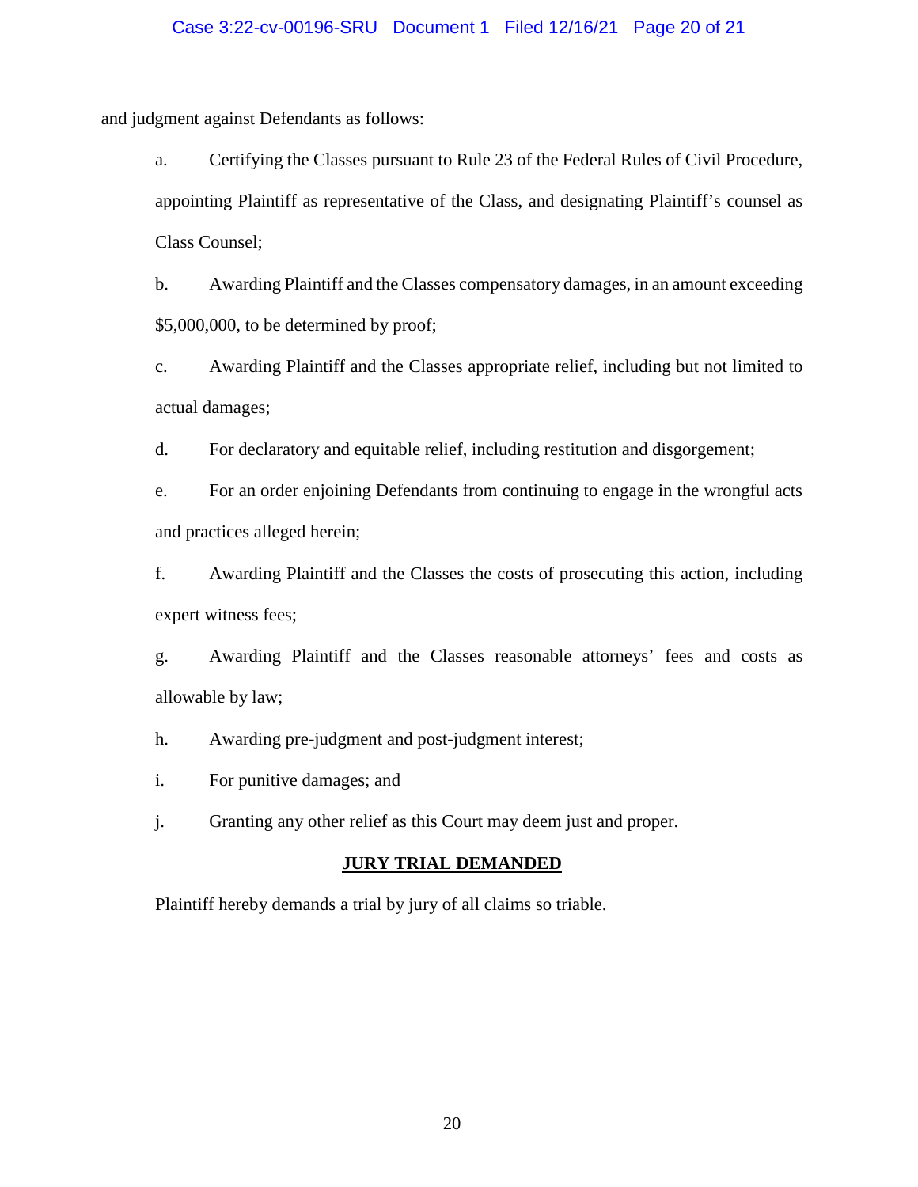and judgment against Defendants as follows:

a. Certifying the Classes pursuant to Rule 23 of the Federal Rules of Civil Procedure, appointing Plaintiff as representative of the Class, and designating Plaintiff's counsel as Class Counsel;

b. Awarding Plaintiff and the Classes compensatory damages, in an amount exceeding $5,000,000, to be determined by proof;

c. Awarding Plaintiff and the Classes appropriate relief, including but not limited to actual damages;

d. For declaratory and equitable relief, including restitution and disgorgement;

e. For an order enjoining Defendants from continuing to engage in the wrongful acts and practices alleged herein;

f. Awarding Plaintiff and the Classes the costs of prosecuting this action, including expert witness fees;

g. Awarding Plaintiff and the Classes reasonable attorneys' fees and costs as allowable by law;

h. Awarding pre-judgment and post-judgment interest;

i. For punitive damages; and

j. Granting any other relief as this Court may deem just and proper.

**JURY TRIAL DEMANDED**

Plaintiff hereby demands a trial by jury of all claims so triable.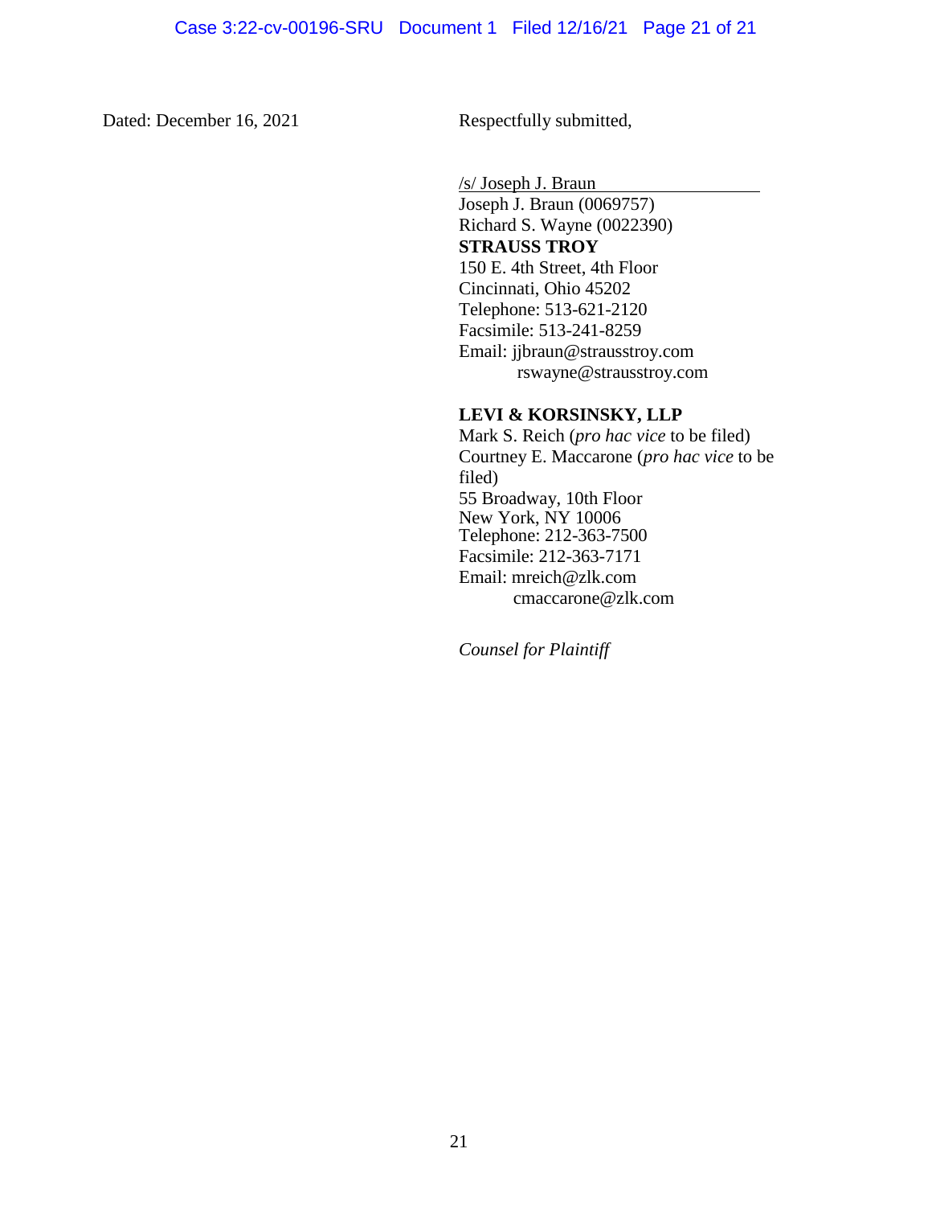Dated: December 16, 2021

Respectfully submitted,

/s/ Joseph J. Braun
Joseph J. Braun (0069757)
Richard S. Wayne (0022390)
**STRAUSS TROY**
150 E. 4th Street, 4th Floor
Cincinnati, Ohio 45202
Telephone: 513-621-2120
Facsimile: 513-241-8259
Email: jjbraun@strausstroy.com
rswayne@strausstroy.com

**LEVI & KORSINSKY, LLP**
Mark S. Reich (*pro hac vice* to be filed)
Courtney E. Maccarone (*pro hac vice* to be filed)
55 Broadway, 10th Floor
New York, NY 10006
Telephone: 212-363-7500
Facsimile: 212-363-7171
Email: mreich@zlk.com
cmaccarone@zlk.com

*Counsel for Plaintiff*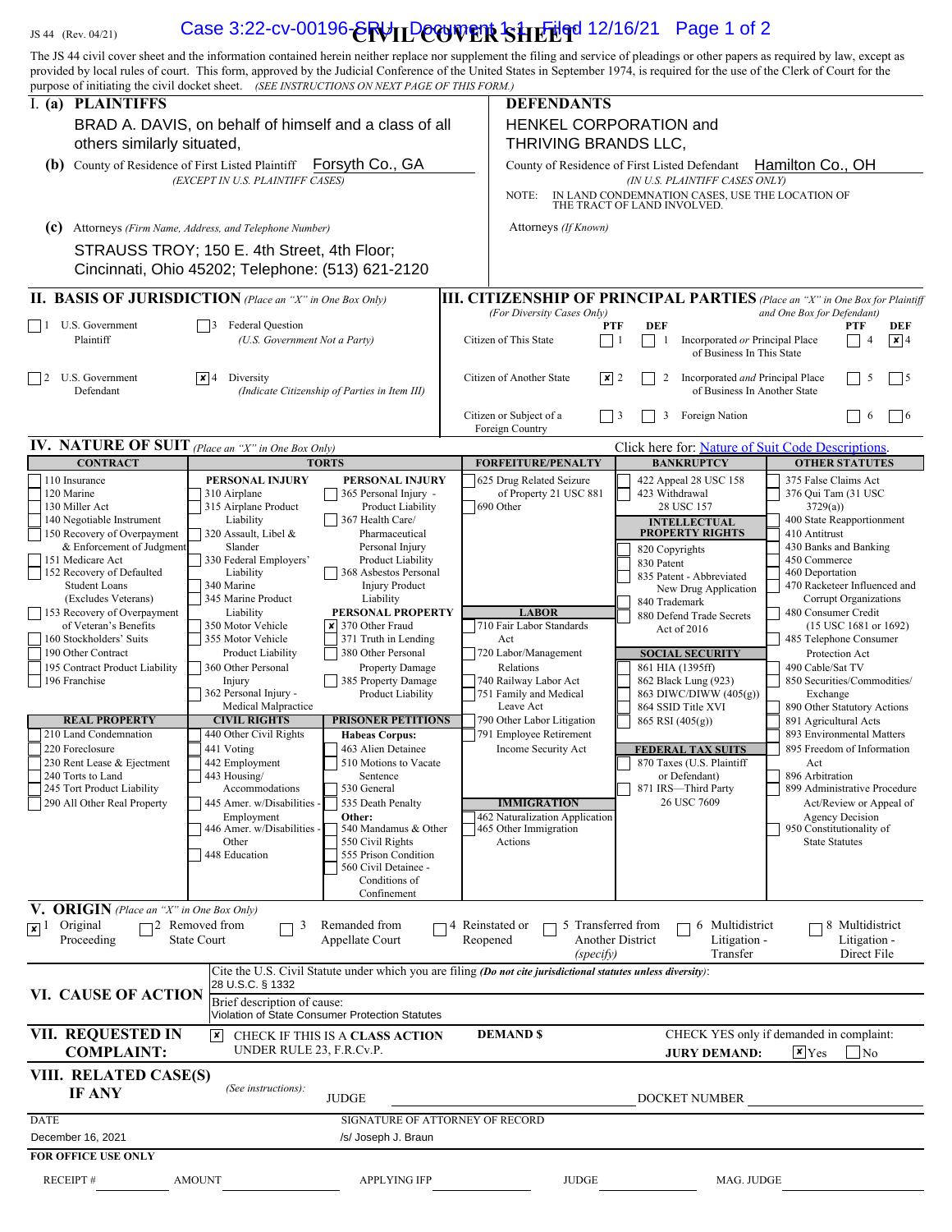JS 44 (Rev. 04/21)

# CIVIL COVER SHEET

The JS 44 civil cover sheet and the information contained herein neither replace nor supplement the filing and service of pleadings or other papers as required by law, except as provided by local rules of court. This form, approved by the Judicial Conference of the United States in September 1974, is required for the use of the Clerk of Court for the purpose of initiating the civil docket sheet. *(SEE INSTRUCTIONS ON NEXT PAGE OF THIS FORM.)*

## I. (a) PLAINTIFFS

BRAD A. DAVIS, on behalf of himself and a class of all others similarly situated,

**(b)** County of Residence of First Listed Plaintiff: Forsyth Co., GA
*(EXCEPT IN U.S. PLAINTIFF CASES)*

**(c)** Attorneys *(Firm Name, Address, and Telephone Number)*

STRAUSS TROY; 150 E. 4th Street, 4th Floor; Cincinnati, Ohio 45202; Telephone: (513) 621-2120

## DEFENDANTS

HENKEL CORPORATION and THRIVING BRANDS LLC,

County of Residence of First Listed Defendant: Hamilton Co., OH
*(IN U.S. PLAINTIFF CASES ONLY)*

NOTE: IN LAND CONDEMNATION CASES, USE THE LOCATION OF THE TRACT OF LAND INVOLVED.

Attorneys *(If Known)*

## II. BASIS OF JURISDICTION *(Place an "X" in One Box Only)*

- ☐ 1 U.S. Government Plaintiff
- ☐ 3 Federal Question (U.S. Government Not a Party)
- ☐ 2 U.S. Government Defendant
- ☒ 4 Diversity (Indicate Citizenship of Parties in Item III)

## III. CITIZENSHIP OF PRINCIPAL PARTIES *(Place an "X" in One Box for Plaintiff and One Box for Defendant)* *(For Diversity Cases Only)*

| | PTF | DEF | | PTF | DEF |
|---|---|---|---|---|---|
| Citizen of This State | ☐ 1 | ☐ 1 | Incorporated *or* Principal Place of Business In This State | ☐ 4 | ☒ 4 |
| Citizen of Another State | ☒ 2 | ☐ 2 | Incorporated *and* Principal Place of Business In Another State | ☐ 5 | ☐ 5 |
| Citizen or Subject of a Foreign Country | ☐ 3 | ☐ 3 | Foreign Nation | ☐ 6 | ☐ 6 |

## IV. NATURE OF SUIT *(Place an "X" in One Box Only)*

Click here for: Nature of Suit Code Descriptions.

**CONTRACT:** 110 Insurance; 120 Marine; 130 Miller Act; 140 Negotiable Instrument; 150 Recovery of Overpayment & Enforcement of Judgment; 151 Medicare Act; 152 Recovery of Defaulted Student Loans (Excludes Veterans); 153 Recovery of Overpayment of Veteran's Benefits; 160 Stockholders' Suits; 190 Other Contract; 195 Contract Product Liability; 196 Franchise

**REAL PROPERTY:** 210 Land Condemnation; 220 Foreclosure; 230 Rent Lease & Ejectment; 240 Torts to Land; 245 Tort Product Liability; 290 All Other Real Property

**TORTS — PERSONAL INJURY:** 310 Airplane; 315 Airplane Product Liability; 320 Assault, Libel & Slander; 330 Federal Employers' Liability; 340 Marine; 345 Marine Product Liability; 350 Motor Vehicle; 355 Motor Vehicle Product Liability; 360 Other Personal Injury; 362 Personal Injury - Medical Malpractice

**PERSONAL INJURY:** 365 Personal Injury - Product Liability; 367 Health Care/ Pharmaceutical Personal Injury Product Liability; 368 Asbestos Personal Injury Product Liability

**PERSONAL PROPERTY:** ☒ 370 Other Fraud; 371 Truth in Lending; 380 Other Personal Property Damage; 385 Property Damage Product Liability

**CIVIL RIGHTS:** 440 Other Civil Rights; 441 Voting; 442 Employment; 443 Housing/ Accommodations; 445 Amer. w/Disabilities - Employment; 446 Amer. w/Disabilities - Other; 448 Education

**PRISONER PETITIONS — Habeas Corpus:** 463 Alien Detainee; 510 Motions to Vacate Sentence; 530 General; 535 Death Penalty; **Other:** 540 Mandamus & Other; 550 Civil Rights; 555 Prison Condition; 560 Civil Detainee - Conditions of Confinement

**FORFEITURE/PENALTY:** 625 Drug Related Seizure of Property 21 USC 881; 690 Other

**LABOR:** 710 Fair Labor Standards Act; 720 Labor/Management Relations; 740 Railway Labor Act; 751 Family and Medical Leave Act; 790 Other Labor Litigation; 791 Employee Retirement Income Security Act

**IMMIGRATION:** 462 Naturalization Application; 465 Other Immigration Actions

**BANKRUPTCY:** 422 Appeal 28 USC 158; 423 Withdrawal 28 USC 157

**INTELLECTUAL PROPERTY RIGHTS:** 820 Copyrights; 830 Patent; 835 Patent - Abbreviated New Drug Application; 840 Trademark; 880 Defend Trade Secrets Act of 2016

**SOCIAL SECURITY:** 861 HIA (1395ff); 862 Black Lung (923); 863 DIWC/DIWW (405(g)); 864 SSID Title XVI; 865 RSI (405(g))

**FEDERAL TAX SUITS:** 870 Taxes (U.S. Plaintiff or Defendant); 871 IRS—Third Party 26 USC 7609

**OTHER STATUTES:** 375 False Claims Act; 376 Qui Tam (31 USC 3729(a)); 400 State Reapportionment; 410 Antitrust; 430 Banks and Banking; 450 Commerce; 460 Deportation; 470 Racketeer Influenced and Corrupt Organizations; 480 Consumer Credit (15 USC 1681 or 1692); 485 Telephone Consumer Protection Act; 490 Cable/Sat TV; 850 Securities/Commodities/ Exchange; 890 Other Statutory Actions; 891 Agricultural Acts; 893 Environmental Matters; 895 Freedom of Information Act; 896 Arbitration; 899 Administrative Procedure Act/Review or Appeal of Agency Decision; 950 Constitutionality of State Statutes

## V. ORIGIN *(Place an "X" in One Box Only)*

- ☒ 1 Original Proceeding
- ☐ 2 Removed from State Court
- ☐ 3 Remanded from Appellate Court
- ☐ 4 Reinstated or Reopened
- ☐ 5 Transferred from Another District *(specify)*
- ☐ 6 Multidistrict Litigation - Transfer
- ☐ 8 Multidistrict Litigation - Direct File

## VI. CAUSE OF ACTION

Cite the U.S. Civil Statute under which you are filing *(Do not cite jurisdictional statutes unless diversity)*: 28 U.S.C. § 1332

Brief description of cause: Violation of State Consumer Protection Statutes

## VII. REQUESTED IN COMPLAINT:

☒ CHECK IF THIS IS A **CLASS ACTION** UNDER RULE 23, F.R.Cv.P.

**DEMAND $**

CHECK YES only if demanded in complaint: **JURY DEMAND:** ☒ Yes ☐ No

## VIII. RELATED CASE(S) IF ANY

*(See instructions):* JUDGE ______ DOCKET NUMBER ______

DATE: December 16, 2021

SIGNATURE OF ATTORNEY OF RECORD: /s/ Joseph J. Braun

**FOR OFFICE USE ONLY**

RECEIPT # ______ AMOUNT ______ APPLYING IFP ______ JUDGE ______ MAG. JUDGE ______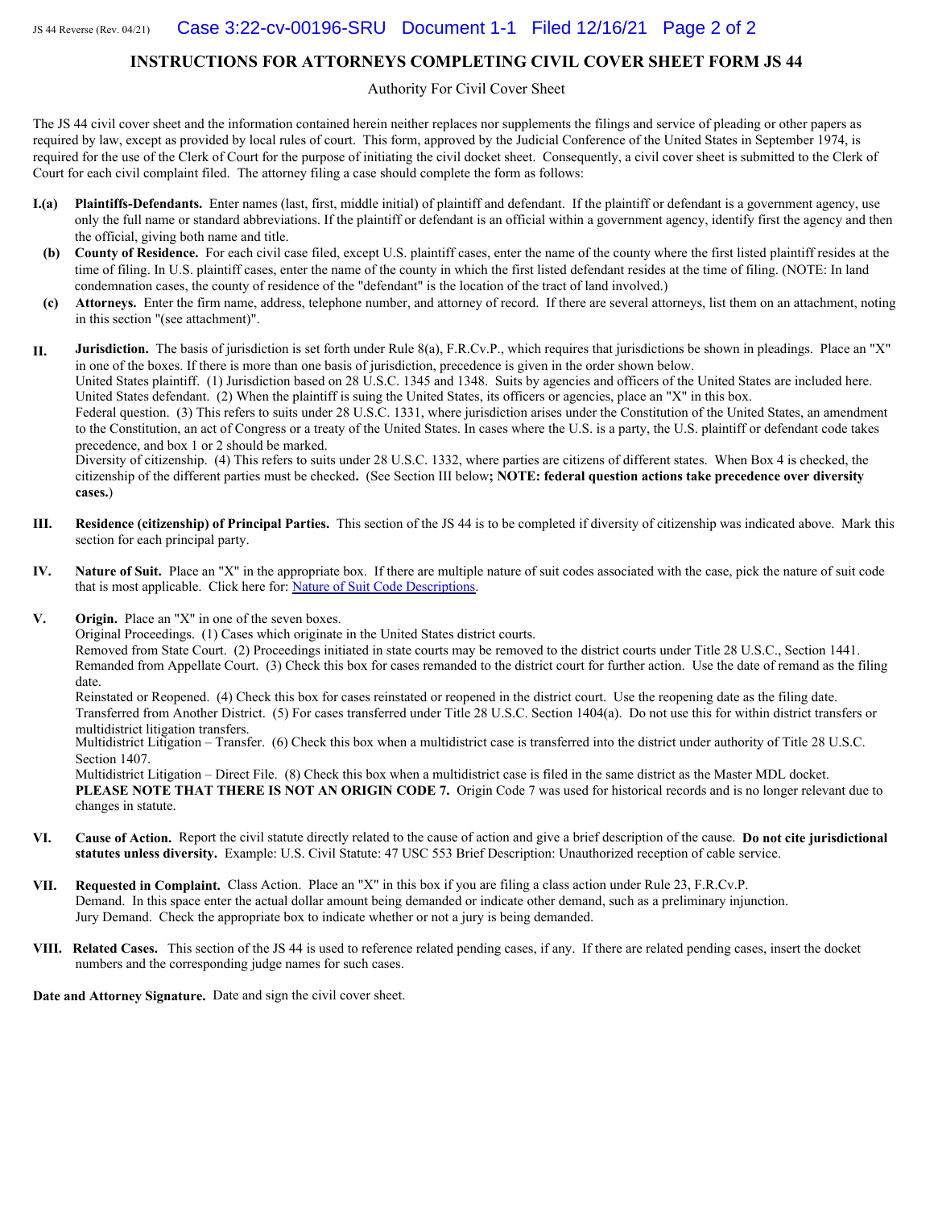# INSTRUCTIONS FOR ATTORNEYS COMPLETING CIVIL COVER SHEET FORM JS 44

Authority For Civil Cover Sheet

The JS 44 civil cover sheet and the information contained herein neither replaces nor supplements the filings and service of pleading or other papers as required by law, except as provided by local rules of court. This form, approved by the Judicial Conference of the United States in September 1974, is required for the use of the Clerk of Court for the purpose of initiating the civil docket sheet. Consequently, a civil cover sheet is submitted to the Clerk of Court for each civil complaint filed. The attorney filing a case should complete the form as follows:

**I.(a)** **Plaintiffs-Defendants.** Enter names (last, first, middle initial) of plaintiff and defendant. If the plaintiff or defendant is a government agency, use only the full name or standard abbreviations. If the plaintiff or defendant is an official within a government agency, identify first the agency and then the official, giving both name and title.

**(b)** **County of Residence.** For each civil case filed, except U.S. plaintiff cases, enter the name of the county where the first listed plaintiff resides at the time of filing. In U.S. plaintiff cases, enter the name of the county in which the first listed defendant resides at the time of filing. (NOTE: In land condemnation cases, the county of residence of the "defendant" is the location of the tract of land involved.)

**(c)** **Attorneys.** Enter the firm name, address, telephone number, and attorney of record. If there are several attorneys, list them on an attachment, noting in this section "(see attachment)".

**II.** **Jurisdiction.** The basis of jurisdiction is set forth under Rule 8(a), F.R.Cv.P., which requires that jurisdictions be shown in pleadings. Place an "X" in one of the boxes. If there is more than one basis of jurisdiction, precedence is given in the order shown below.
United States plaintiff. (1) Jurisdiction based on 28 U.S.C. 1345 and 1348. Suits by agencies and officers of the United States are included here.
United States defendant. (2) When the plaintiff is suing the United States, its officers or agencies, place an "X" in this box.
Federal question. (3) This refers to suits under 28 U.S.C. 1331, where jurisdiction arises under the Constitution of the United States, an amendment to the Constitution, an act of Congress or a treaty of the United States. In cases where the U.S. is a party, the U.S. plaintiff or defendant code takes precedence, and box 1 or 2 should be marked.
Diversity of citizenship. (4) This refers to suits under 28 U.S.C. 1332, where parties are citizens of different states. When Box 4 is checked, the citizenship of the different parties must be checked**.** (See Section III below**; NOTE: federal question actions take precedence over diversity cases.**)

**III.** **Residence (citizenship) of Principal Parties.** This section of the JS 44 is to be completed if diversity of citizenship was indicated above. Mark this section for each principal party.

**IV.** **Nature of Suit.** Place an "X" in the appropriate box. If there are multiple nature of suit codes associated with the case, pick the nature of suit code that is most applicable. Click here for: Nature of Suit Code Descriptions.

**V.** **Origin.** Place an "X" in one of the seven boxes.
Original Proceedings. (1) Cases which originate in the United States district courts.
Removed from State Court. (2) Proceedings initiated in state courts may be removed to the district courts under Title 28 U.S.C., Section 1441.
Remanded from Appellate Court. (3) Check this box for cases remanded to the district court for further action. Use the date of remand as the filing date.
Reinstated or Reopened. (4) Check this box for cases reinstated or reopened in the district court. Use the reopening date as the filing date.
Transferred from Another District. (5) For cases transferred under Title 28 U.S.C. Section 1404(a). Do not use this for within district transfers or multidistrict litigation transfers.
Multidistrict Litigation – Transfer. (6) Check this box when a multidistrict case is transferred into the district under authority of Title 28 U.S.C. Section 1407.
Multidistrict Litigation – Direct File. (8) Check this box when a multidistrict case is filed in the same district as the Master MDL docket.
**PLEASE NOTE THAT THERE IS NOT AN ORIGIN CODE 7.** Origin Code 7 was used for historical records and is no longer relevant due to changes in statute.

**VI.** **Cause of Action.** Report the civil statute directly related to the cause of action and give a brief description of the cause. **Do not cite jurisdictional statutes unless diversity.** Example: U.S. Civil Statute: 47 USC 553 Brief Description: Unauthorized reception of cable service.

**VII.** **Requested in Complaint.** Class Action. Place an "X" in this box if you are filing a class action under Rule 23, F.R.Cv.P.
Demand. In this space enter the actual dollar amount being demanded or indicate other demand, such as a preliminary injunction.
Jury Demand. Check the appropriate box to indicate whether or not a jury is being demanded.

**VIII.** **Related Cases.** This section of the JS 44 is used to reference related pending cases, if any. If there are related pending cases, insert the docket numbers and the corresponding judge names for such cases.

**Date and Attorney Signature.** Date and sign the civil cover sheet.